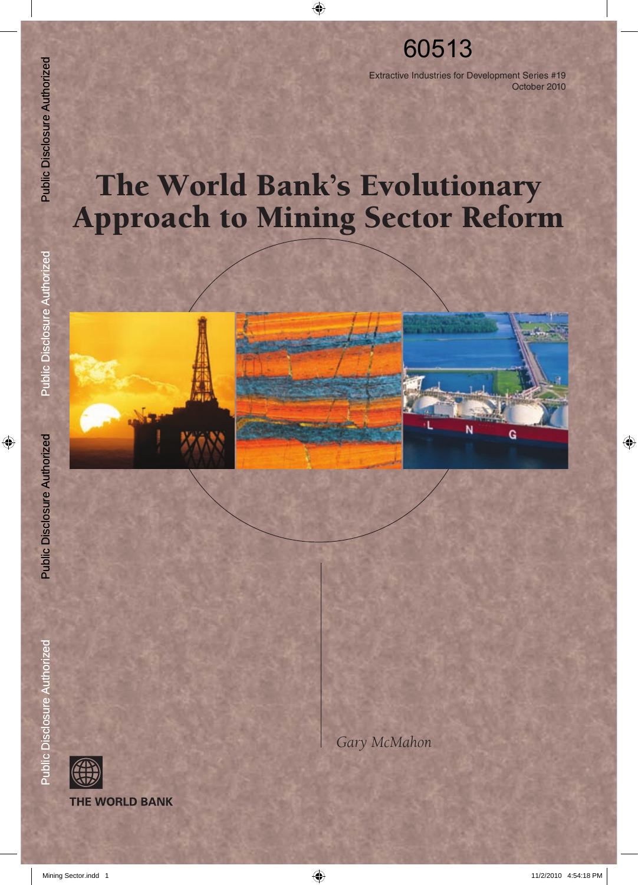60513

Extractive Industries for Development Series #19
October 2010

# The World Bank's Evolutionary Approach to Mining Sector Reform

*Gary McMahon*

THE WORLD BANK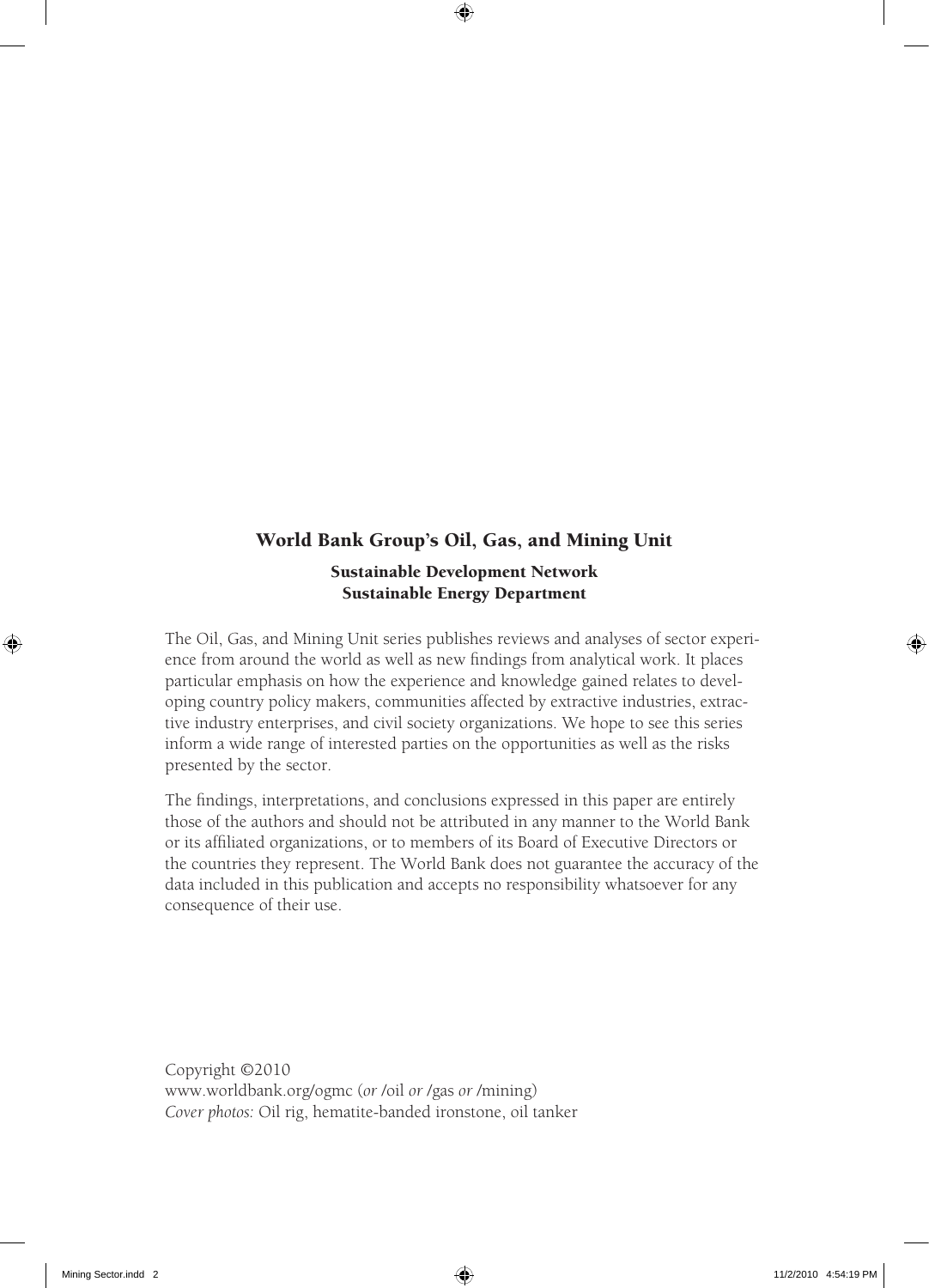# World Bank Group's Oil, Gas, and Mining Unit

## Sustainable Development Network
## Sustainable Energy Department

The Oil, Gas, and Mining Unit series publishes reviews and analyses of sector experience from around the world as well as new findings from analytical work. It places particular emphasis on how the experience and knowledge gained relates to developing country policy makers, communities affected by extractive industries, extractive industry enterprises, and civil society organizations. We hope to see this series inform a wide range of interested parties on the opportunities as well as the risks presented by the sector.

The findings, interpretations, and conclusions expressed in this paper are entirely those of the authors and should not be attributed in any manner to the World Bank or its affiliated organizations, or to members of its Board of Executive Directors or the countries they represent. The World Bank does not guarantee the accuracy of the data included in this publication and accepts no responsibility whatsoever for any consequence of their use.

Copyright ©2010
www.worldbank.org/ogmc (*or* /oil *or* /gas *or* /mining)
*Cover photos:* Oil rig, hematite-banded ironstone, oil tanker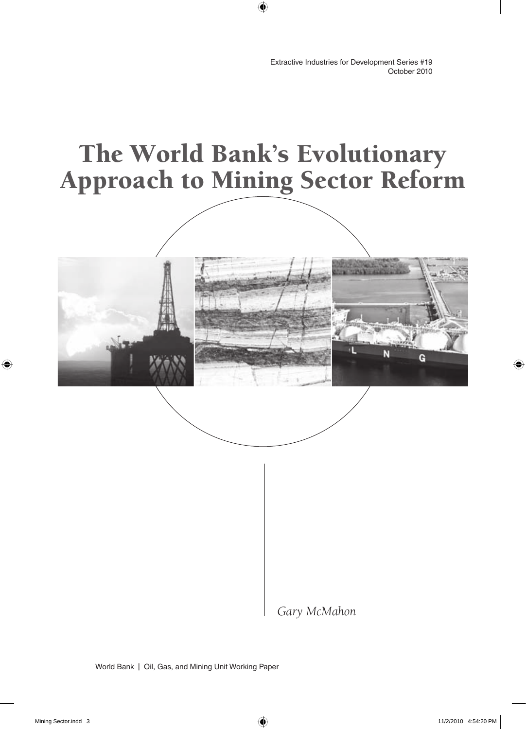Extractive Industries for Development Series #19
October 2010

# The World Bank's Evolutionary Approach to Mining Sector Reform

*Gary McMahon*

World Bank | Oil, Gas, and Mining Unit Working Paper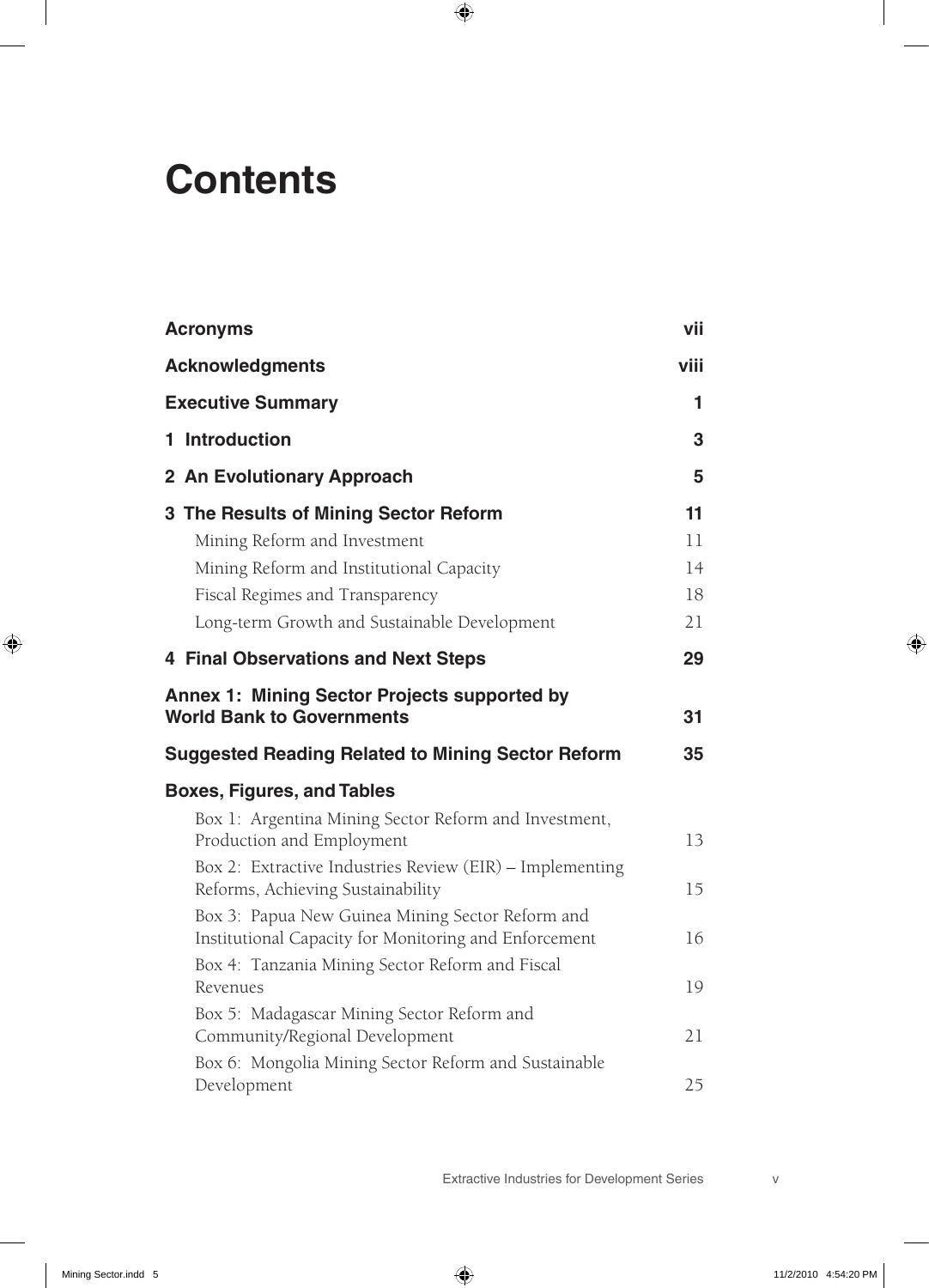# Contents

| | |
|---|---|
| **Acronyms** | **vii** |
| **Acknowledgments** | **viii** |
| **Executive Summary** | **1** |
| **1 Introduction** | **3** |
| **2 An Evolutionary Approach** | **5** |
| **3 The Results of Mining Sector Reform** | **11** |
| Mining Reform and Investment | 11 |
| Mining Reform and Institutional Capacity | 14 |
| Fiscal Regimes and Transparency | 18 |
| Long-term Growth and Sustainable Development | 21 |
| **4 Final Observations and Next Steps** | **29** |
| **Annex 1: Mining Sector Projects supported by World Bank to Governments** | **31** |
| **Suggested Reading Related to Mining Sector Reform** | **35** |
| **Boxes, Figures, and Tables** | |
| Box 1: Argentina Mining Sector Reform and Investment, Production and Employment | 13 |
| Box 2: Extractive Industries Review (EIR) – Implementing Reforms, Achieving Sustainability | 15 |
| Box 3: Papua New Guinea Mining Sector Reform and Institutional Capacity for Monitoring and Enforcement | 16 |
| Box 4: Tanzania Mining Sector Reform and Fiscal Revenues | 19 |
| Box 5: Madagascar Mining Sector Reform and Community/Regional Development | 21 |
| Box 6: Mongolia Mining Sector Reform and Sustainable Development | 25 |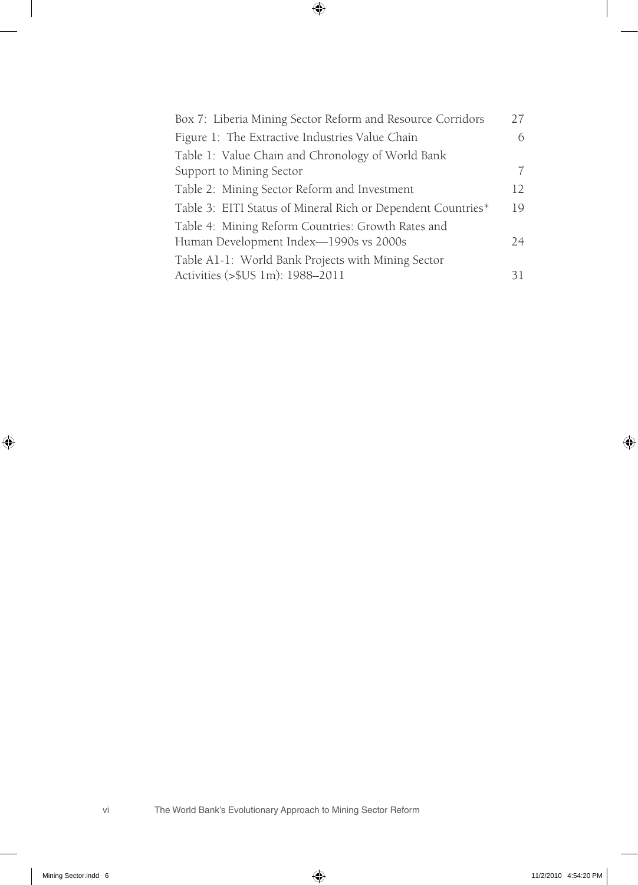| | |
|---|---|
| Box 7: Liberia Mining Sector Reform and Resource Corridors | 27 |
| Figure 1: The Extractive Industries Value Chain | 6 |
| Table 1: Value Chain and Chronology of World Bank Support to Mining Sector | 7 |
| Table 2: Mining Sector Reform and Investment | 12 |
| Table 3: EITI Status of Mineral Rich or Dependent Countries* | 19 |
| Table 4: Mining Reform Countries: Growth Rates and Human Development Index—1990s vs 2000s | 24 |
| Table A1-1: World Bank Projects with Mining Sector Activities (>$US 1m): 1988–2011 | 31 |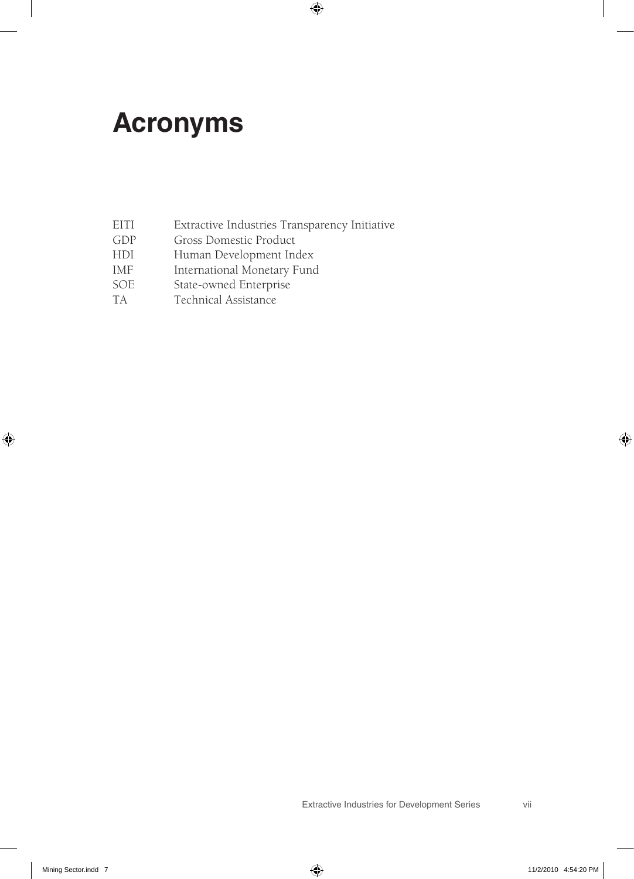# Acronyms

| | |
|---|---|
| EITI | Extractive Industries Transparency Initiative |
| GDP | Gross Domestic Product |
| HDI | Human Development Index |
| IMF | International Monetary Fund |
| SOE | State-owned Enterprise |
| TA | Technical Assistance |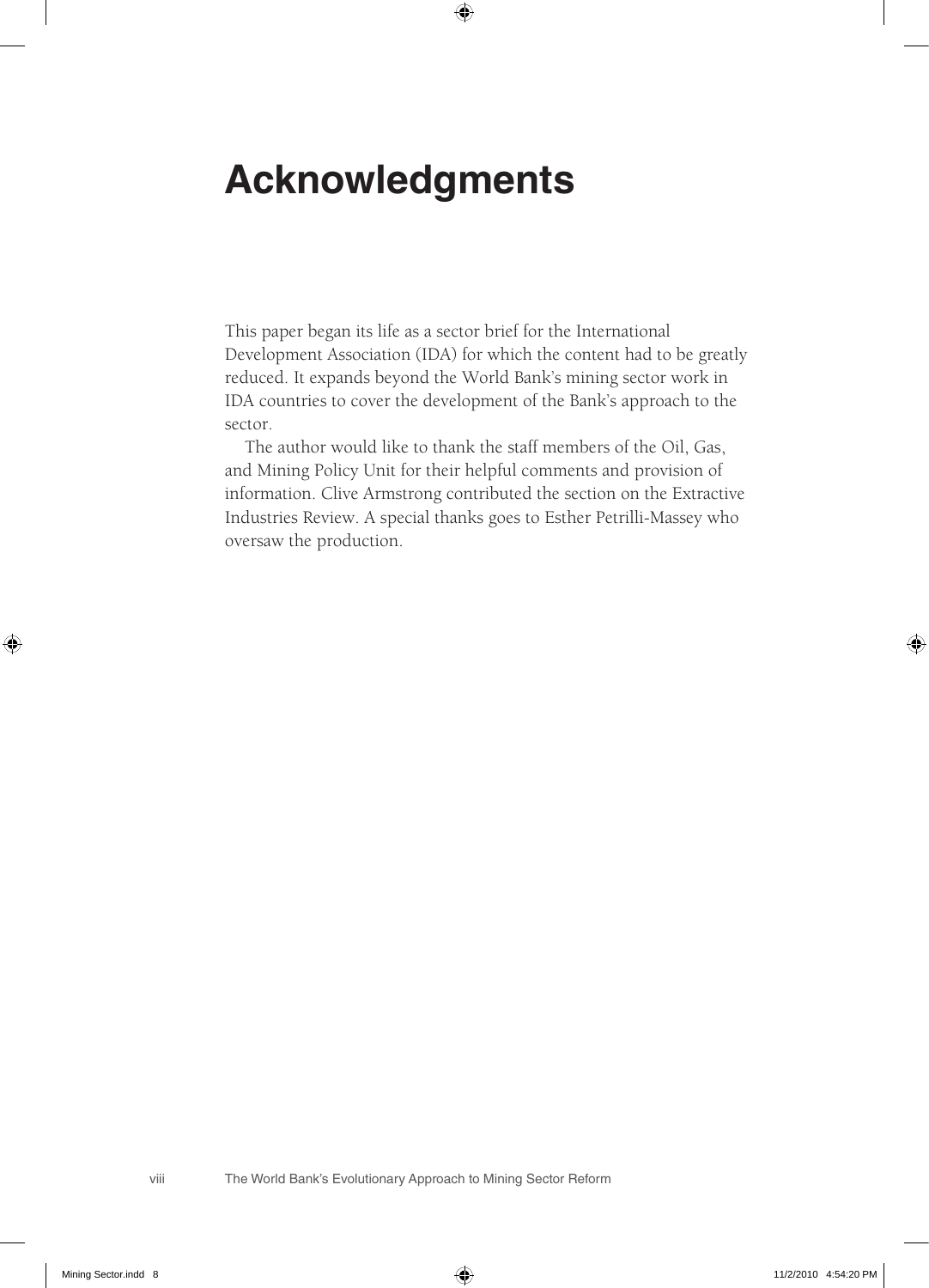# Acknowledgments

This paper began its life as a sector brief for the International Development Association (IDA) for which the content had to be greatly reduced. It expands beyond the World Bank's mining sector work in IDA countries to cover the development of the Bank's approach to the sector.

The author would like to thank the staff members of the Oil, Gas, and Mining Policy Unit for their helpful comments and provision of information. Clive Armstrong contributed the section on the Extractive Industries Review. A special thanks goes to Esther Petrilli-Massey who oversaw the production.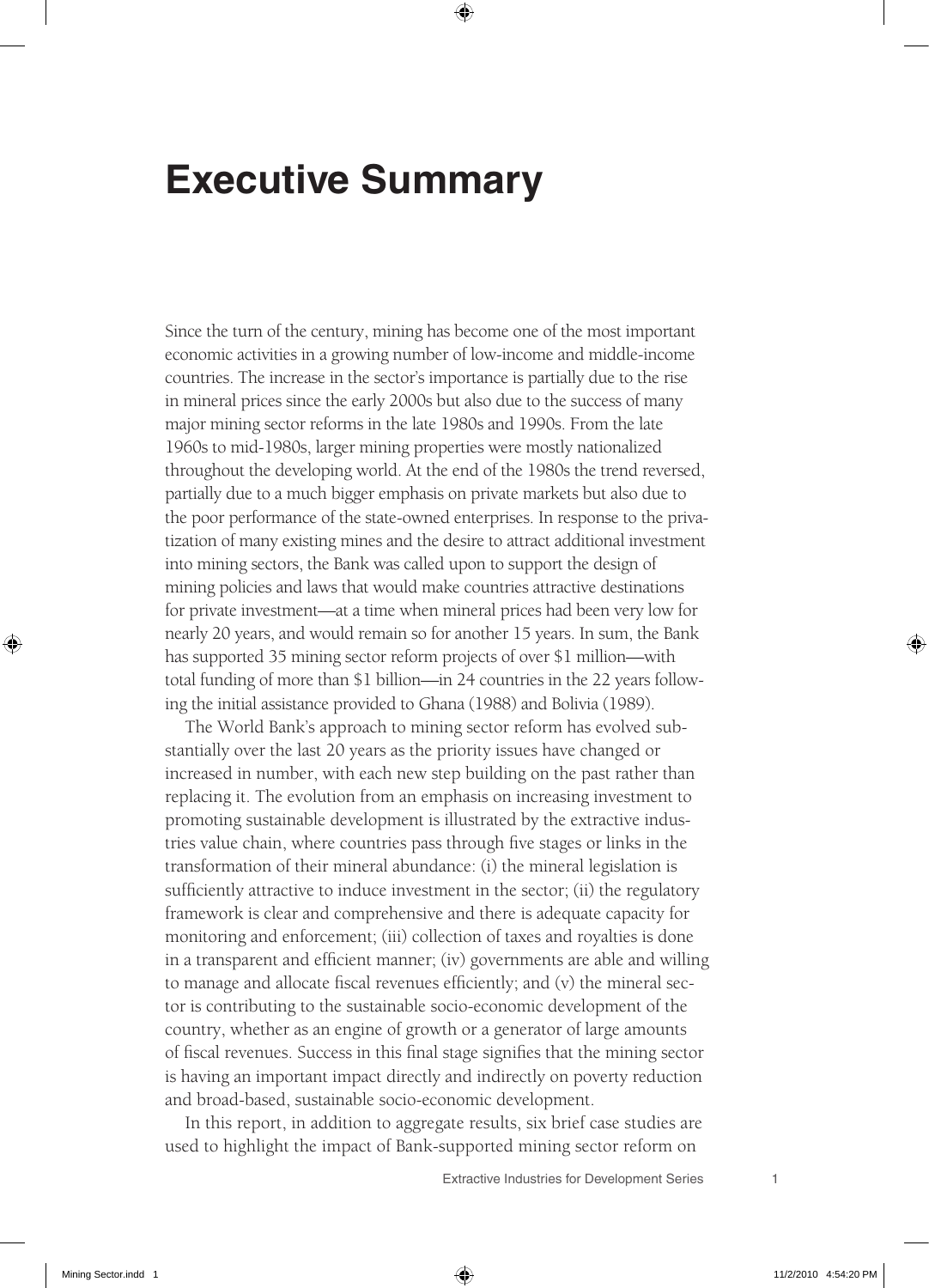# Executive Summary

Since the turn of the century, mining has become one of the most important economic activities in a growing number of low-income and middle-income countries. The increase in the sector's importance is partially due to the rise in mineral prices since the early 2000s but also due to the success of many major mining sector reforms in the late 1980s and 1990s. From the late 1960s to mid-1980s, larger mining properties were mostly nationalized throughout the developing world. At the end of the 1980s the trend reversed, partially due to a much bigger emphasis on private markets but also due to the poor performance of the state-owned enterprises. In response to the privatization of many existing mines and the desire to attract additional investment into mining sectors, the Bank was called upon to support the design of mining policies and laws that would make countries attractive destinations for private investment—at a time when mineral prices had been very low for nearly 20 years, and would remain so for another 15 years. In sum, the Bank has supported 35 mining sector reform projects of over $1 million—with total funding of more than $1 billion—in 24 countries in the 22 years following the initial assistance provided to Ghana (1988) and Bolivia (1989).

The World Bank's approach to mining sector reform has evolved substantially over the last 20 years as the priority issues have changed or increased in number, with each new step building on the past rather than replacing it. The evolution from an emphasis on increasing investment to promoting sustainable development is illustrated by the extractive industries value chain, where countries pass through five stages or links in the transformation of their mineral abundance: (i) the mineral legislation is sufficiently attractive to induce investment in the sector; (ii) the regulatory framework is clear and comprehensive and there is adequate capacity for monitoring and enforcement; (iii) collection of taxes and royalties is done in a transparent and efficient manner; (iv) governments are able and willing to manage and allocate fiscal revenues efficiently; and (v) the mineral sector is contributing to the sustainable socio-economic development of the country, whether as an engine of growth or a generator of large amounts of fiscal revenues. Success in this final stage signifies that the mining sector is having an important impact directly and indirectly on poverty reduction and broad-based, sustainable socio-economic development.

In this report, in addition to aggregate results, six brief case studies are used to highlight the impact of Bank-supported mining sector reform on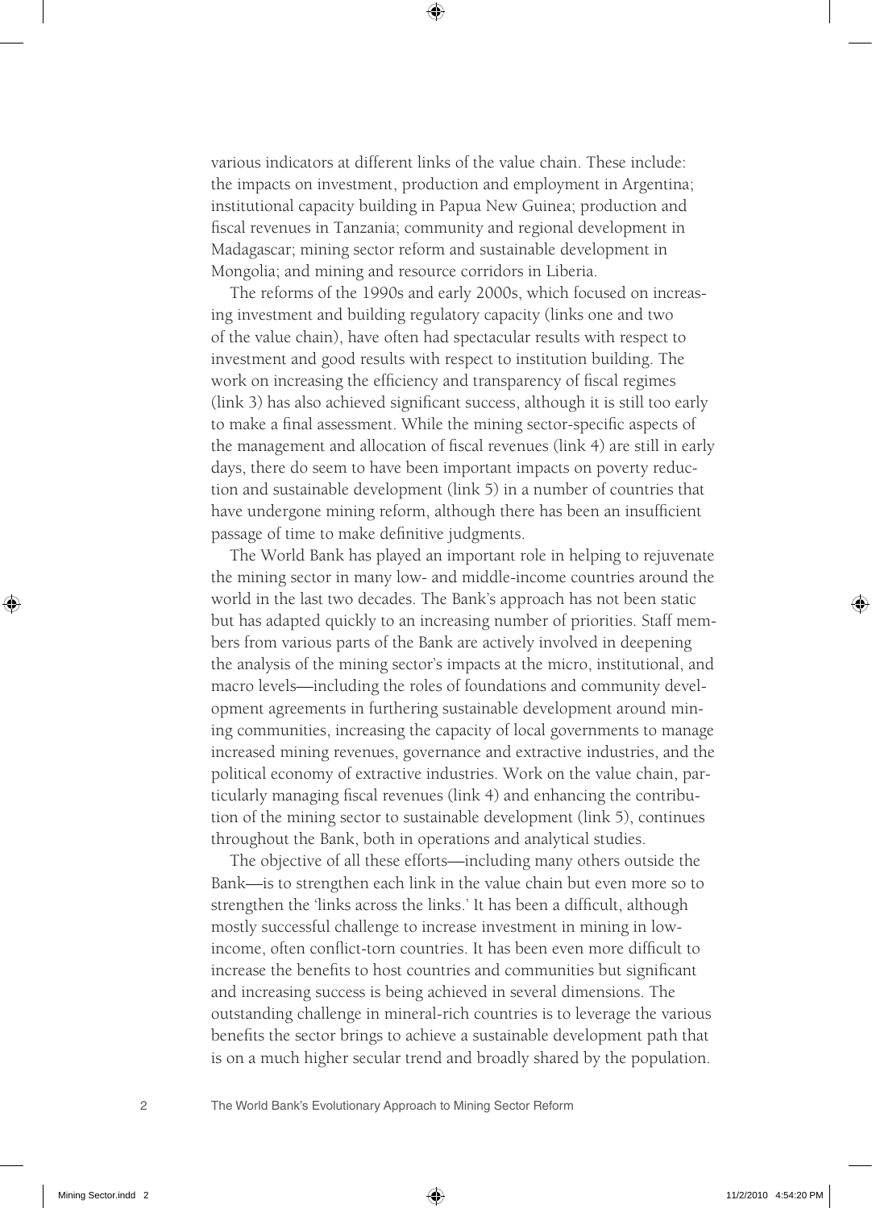various indicators at different links of the value chain. These include: the impacts on investment, production and employment in Argentina; institutional capacity building in Papua New Guinea; production and fiscal revenues in Tanzania; community and regional development in Madagascar; mining sector reform and sustainable development in Mongolia; and mining and resource corridors in Liberia.

The reforms of the 1990s and early 2000s, which focused on increasing investment and building regulatory capacity (links one and two of the value chain), have often had spectacular results with respect to investment and good results with respect to institution building. The work on increasing the efficiency and transparency of fiscal regimes (link 3) has also achieved significant success, although it is still too early to make a final assessment. While the mining sector-specific aspects of the management and allocation of fiscal revenues (link 4) are still in early days, there do seem to have been important impacts on poverty reduction and sustainable development (link 5) in a number of countries that have undergone mining reform, although there has been an insufficient passage of time to make definitive judgments.

The World Bank has played an important role in helping to rejuvenate the mining sector in many low- and middle-income countries around the world in the last two decades. The Bank's approach has not been static but has adapted quickly to an increasing number of priorities. Staff members from various parts of the Bank are actively involved in deepening the analysis of the mining sector's impacts at the micro, institutional, and macro levels—including the roles of foundations and community development agreements in furthering sustainable development around mining communities, increasing the capacity of local governments to manage increased mining revenues, governance and extractive industries, and the political economy of extractive industries. Work on the value chain, particularly managing fiscal revenues (link 4) and enhancing the contribution of the mining sector to sustainable development (link 5), continues throughout the Bank, both in operations and analytical studies.

The objective of all these efforts—including many others outside the Bank—is to strengthen each link in the value chain but even more so to strengthen the 'links across the links.' It has been a difficult, although mostly successful challenge to increase investment in mining in low-income, often conflict-torn countries. It has been even more difficult to increase the benefits to host countries and communities but significant and increasing success is being achieved in several dimensions. The outstanding challenge in mineral-rich countries is to leverage the various benefits the sector brings to achieve a sustainable development path that is on a much higher secular trend and broadly shared by the population.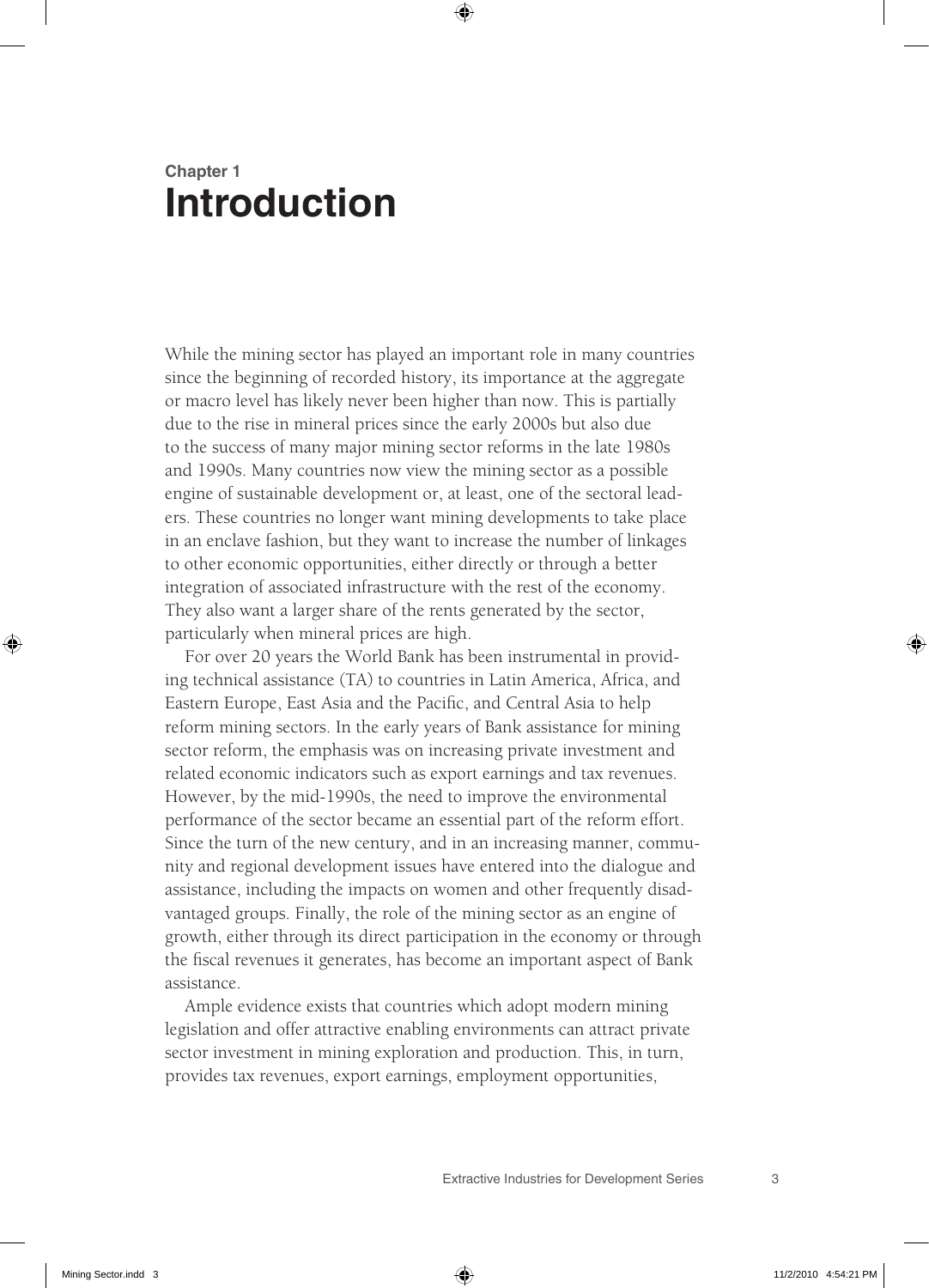# Chapter 1
# Introduction

While the mining sector has played an important role in many countries since the beginning of recorded history, its importance at the aggregate or macro level has likely never been higher than now. This is partially due to the rise in mineral prices since the early 2000s but also due to the success of many major mining sector reforms in the late 1980s and 1990s. Many countries now view the mining sector as a possible engine of sustainable development or, at least, one of the sectoral leaders. These countries no longer want mining developments to take place in an enclave fashion, but they want to increase the number of linkages to other economic opportunities, either directly or through a better integration of associated infrastructure with the rest of the economy. They also want a larger share of the rents generated by the sector, particularly when mineral prices are high.

For over 20 years the World Bank has been instrumental in providing technical assistance (TA) to countries in Latin America, Africa, and Eastern Europe, East Asia and the Pacific, and Central Asia to help reform mining sectors. In the early years of Bank assistance for mining sector reform, the emphasis was on increasing private investment and related economic indicators such as export earnings and tax revenues. However, by the mid-1990s, the need to improve the environmental performance of the sector became an essential part of the reform effort. Since the turn of the new century, and in an increasing manner, community and regional development issues have entered into the dialogue and assistance, including the impacts on women and other frequently disadvantaged groups. Finally, the role of the mining sector as an engine of growth, either through its direct participation in the economy or through the fiscal revenues it generates, has become an important aspect of Bank assistance.

Ample evidence exists that countries which adopt modern mining legislation and offer attractive enabling environments can attract private sector investment in mining exploration and production. This, in turn, provides tax revenues, export earnings, employment opportunities,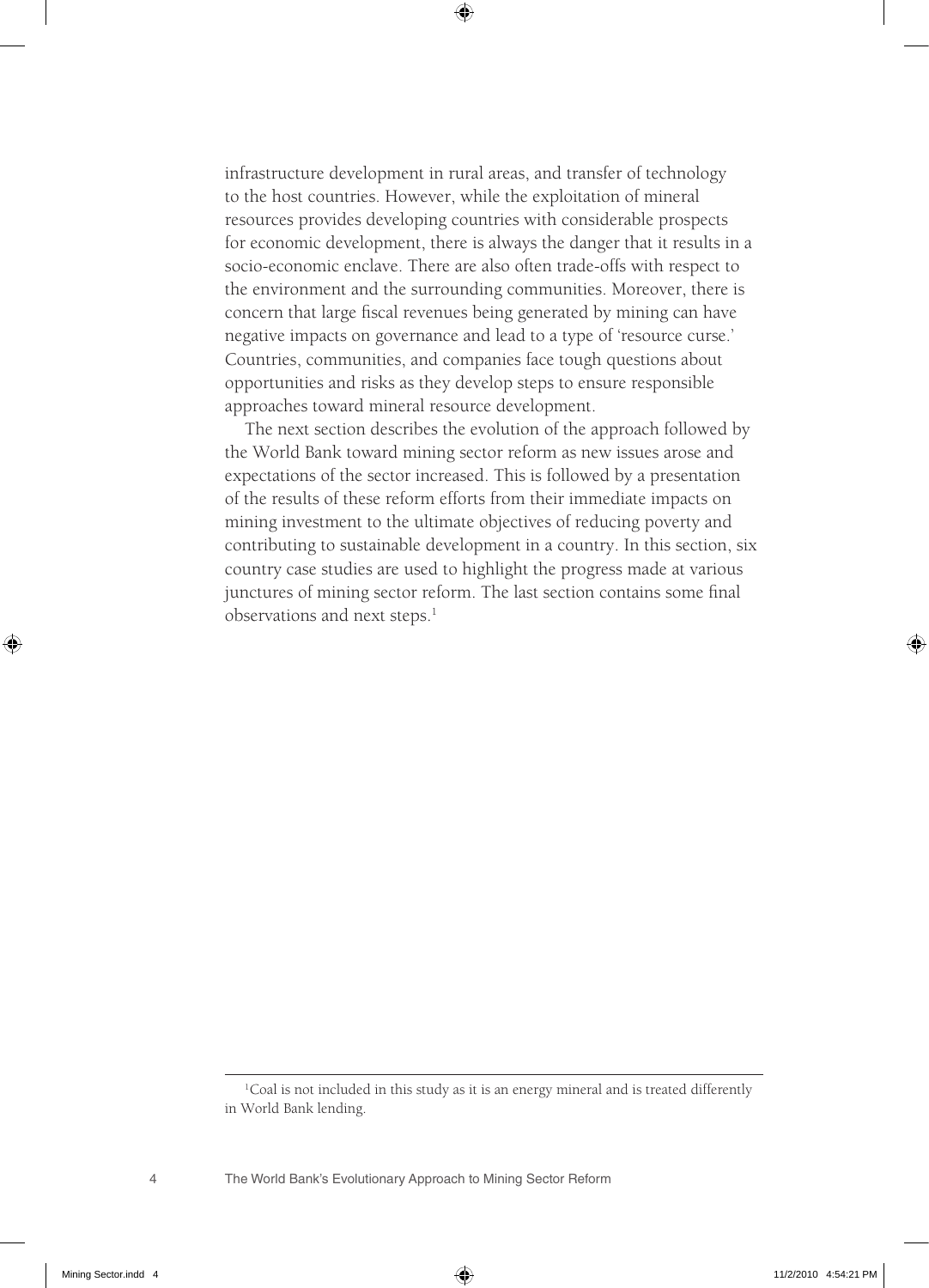infrastructure development in rural areas, and transfer of technology to the host countries. However, while the exploitation of mineral resources provides developing countries with considerable prospects for economic development, there is always the danger that it results in a socio-economic enclave. There are also often trade-offs with respect to the environment and the surrounding communities. Moreover, there is concern that large fiscal revenues being generated by mining can have negative impacts on governance and lead to a type of 'resource curse.' Countries, communities, and companies face tough questions about opportunities and risks as they develop steps to ensure responsible approaches toward mineral resource development.

The next section describes the evolution of the approach followed by the World Bank toward mining sector reform as new issues arose and expectations of the sector increased. This is followed by a presentation of the results of these reform efforts from their immediate impacts on mining investment to the ultimate objectives of reducing poverty and contributing to sustainable development in a country. In this section, six country case studies are used to highlight the progress made at various junctures of mining sector reform. The last section contains some final observations and next steps.[1]

[1] Coal is not included in this study as it is an energy mineral and is treated differently in World Bank lending.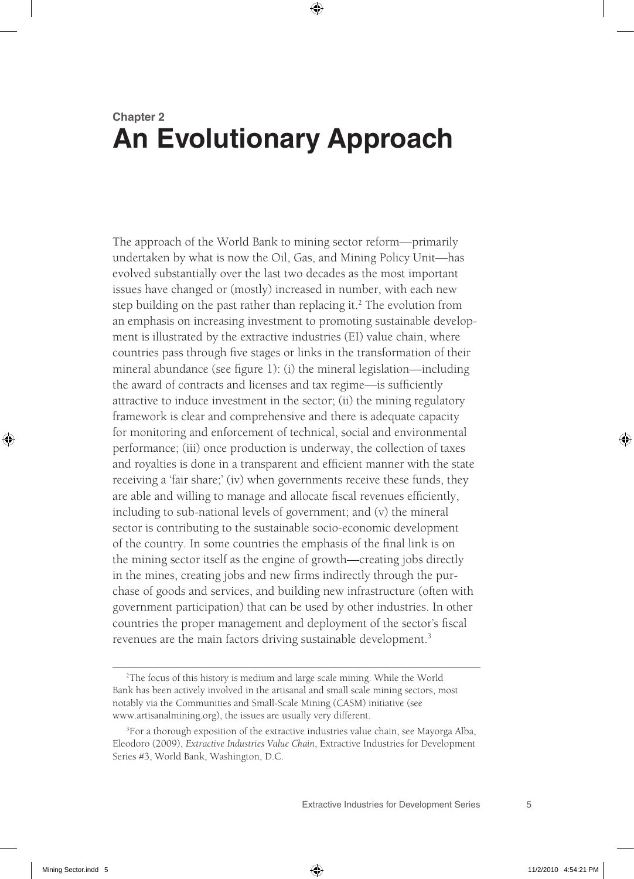# Chapter 2
# An Evolutionary Approach

The approach of the World Bank to mining sector reform—primarily undertaken by what is now the Oil, Gas, and Mining Policy Unit—has evolved substantially over the last two decades as the most important issues have changed or (mostly) increased in number, with each new step building on the past rather than replacing it.[2] The evolution from an emphasis on increasing investment to promoting sustainable development is illustrated by the extractive industries (EI) value chain, where countries pass through five stages or links in the transformation of their mineral abundance (see figure 1): (i) the mineral legislation—including the award of contracts and licenses and tax regime—is sufficiently attractive to induce investment in the sector; (ii) the mining regulatory framework is clear and comprehensive and there is adequate capacity for monitoring and enforcement of technical, social and environmental performance; (iii) once production is underway, the collection of taxes and royalties is done in a transparent and efficient manner with the state receiving a 'fair share;' (iv) when governments receive these funds, they are able and willing to manage and allocate fiscal revenues efficiently, including to sub-national levels of government; and (v) the mineral sector is contributing to the sustainable socio-economic development of the country. In some countries the emphasis of the final link is on the mining sector itself as the engine of growth—creating jobs directly in the mines, creating jobs and new firms indirectly through the purchase of goods and services, and building new infrastructure (often with government participation) that can be used by other industries. In other countries the proper management and deployment of the sector's fiscal revenues are the main factors driving sustainable development.[3]

[2] The focus of this history is medium and large scale mining. While the World Bank has been actively involved in the artisanal and small scale mining sectors, most notably via the Communities and Small-Scale Mining (CASM) initiative (see www.artisanalmining.org), the issues are usually very different.

[3] For a thorough exposition of the extractive industries value chain, see Mayorga Alba, Eleodoro (2009), *Extractive Industries Value Chain*, Extractive Industries for Development Series #3, World Bank, Washington, D.C.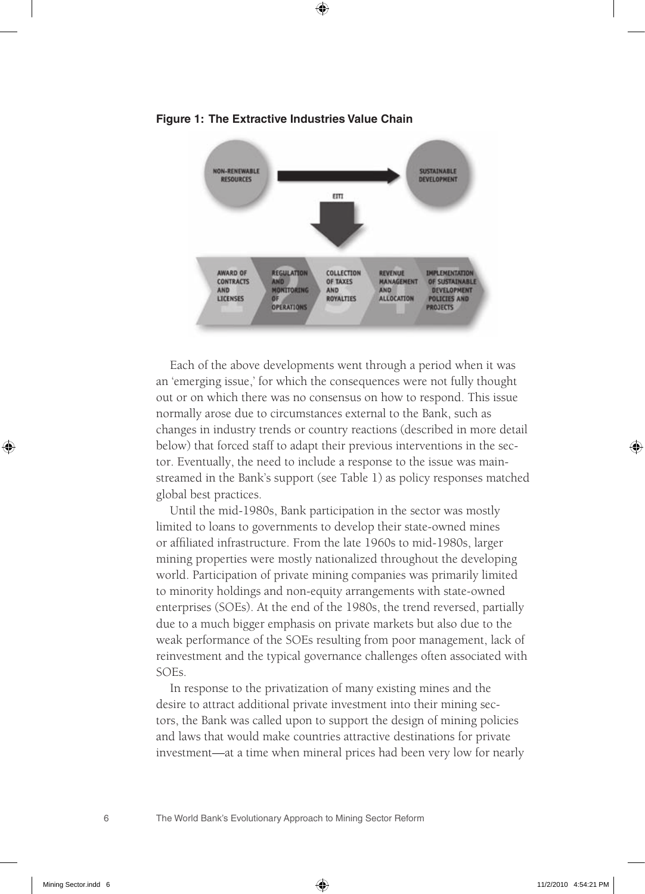**Figure 1: The Extractive Industries Value Chain**

NON-RENEWABLE RESOURCES → SUSTAINABLE DEVELOPMENT

EITI

1. AWARD OF CONTRACTS AND LICENSES
2. REGULATION AND MONITORING OF OPERATIONS
3. COLLECTION OF TAXES AND ROYALTIES
4. REVENUE MANAGEMENT AND ALLOCATION
5. IMPLEMENTATION OF SUSTAINABLE DEVELOPMENT POLICIES AND PROJECTS

Each of the above developments went through a period when it was an 'emerging issue,' for which the consequences were not fully thought out or on which there was no consensus on how to respond. This issue normally arose due to circumstances external to the Bank, such as changes in industry trends or country reactions (described in more detail below) that forced staff to adapt their previous interventions in the sector. Eventually, the need to include a response to the issue was mainstreamed in the Bank's support (see Table 1) as policy responses matched global best practices.

Until the mid-1980s, Bank participation in the sector was mostly limited to loans to governments to develop their state-owned mines or affiliated infrastructure. From the late 1960s to mid-1980s, larger mining properties were mostly nationalized throughout the developing world. Participation of private mining companies was primarily limited to minority holdings and non-equity arrangements with state-owned enterprises (SOEs). At the end of the 1980s, the trend reversed, partially due to a much bigger emphasis on private markets but also due to the weak performance of the SOEs resulting from poor management, lack of reinvestment and the typical governance challenges often associated with SOEs.

In response to the privatization of many existing mines and the desire to attract additional private investment into their mining sectors, the Bank was called upon to support the design of mining policies and laws that would make countries attractive destinations for private investment—at a time when mineral prices had been very low for nearly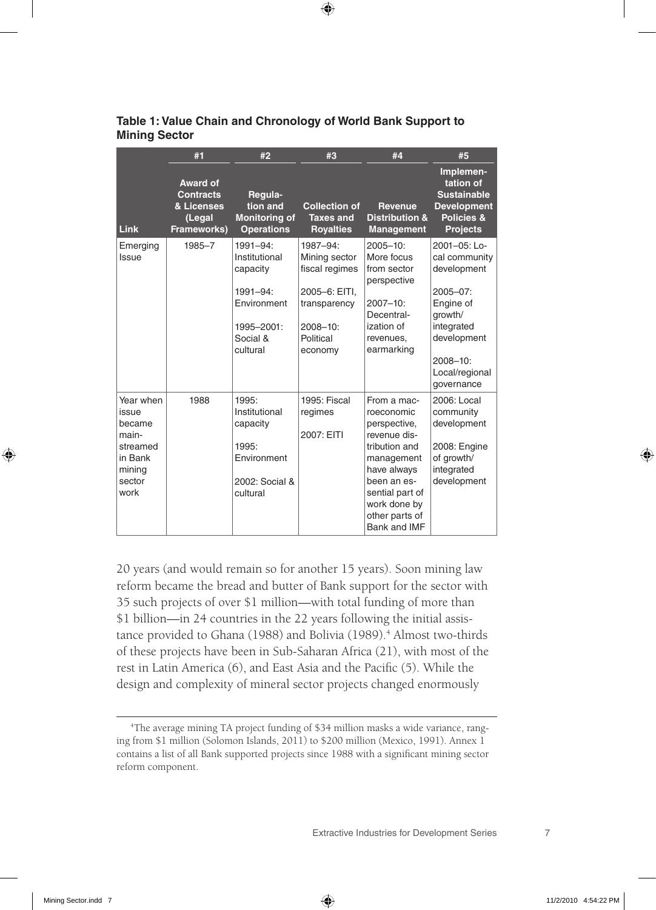**Table 1: Value Chain and Chronology of World Bank Support to Mining Sector**

| Link | #1 Award of Contracts & Licenses (Legal Frameworks) | #2 Regulation and Monitoring of Operations | #3 Collection of Taxes and Royalties | #4 Revenue Distribution & Management | #5 Implementation of Sustainable Development Policies & Projects |
|---|---|---|---|---|---|
| Emerging Issue | 1985–7 | 1991–94: Institutional capacity<br><br>1991–94: Environment<br><br>1995–2001: Social & cultural | 1987–94: Mining sector fiscal regimes<br><br>2005–6: EITI, transparency<br><br>2008–10: Political economy | 2005–10: More focus from sector perspective<br><br>2007–10: Decentralization of revenues, earmarking | 2001–05: Local community development<br><br>2005–07: Engine of growth/ integrated development<br><br>2008–10: Local/regional governance |
| Year when issue became mainstreamed in Bank mining sector work | 1988 | 1995: Institutional capacity<br><br>1995: Environment<br><br>2002: Social & cultural | 1995: Fiscal regimes<br><br>2007: EITI | From a macroeconomic perspective, revenue distribution and management have always been an essential part of work done by other parts of Bank and IMF | 2006: Local community development<br><br>2008: Engine of growth/ integrated development |

20 years (and would remain so for another 15 years). Soon mining law reform became the bread and butter of Bank support for the sector with 35 such projects of over $1 million—with total funding of more than $1 billion—in 24 countries in the 22 years following the initial assistance provided to Ghana (1988) and Bolivia (1989).[4] Almost two-thirds of these projects have been in Sub-Saharan Africa (21), with most of the rest in Latin America (6), and East Asia and the Pacific (5). While the design and complexity of mineral sector projects changed enormously

[4]The average mining TA project funding of $34 million masks a wide variance, ranging from $1 million (Solomon Islands, 2011) to $200 million (Mexico, 1991). Annex 1 contains a list of all Bank supported projects since 1988 with a significant mining sector reform component.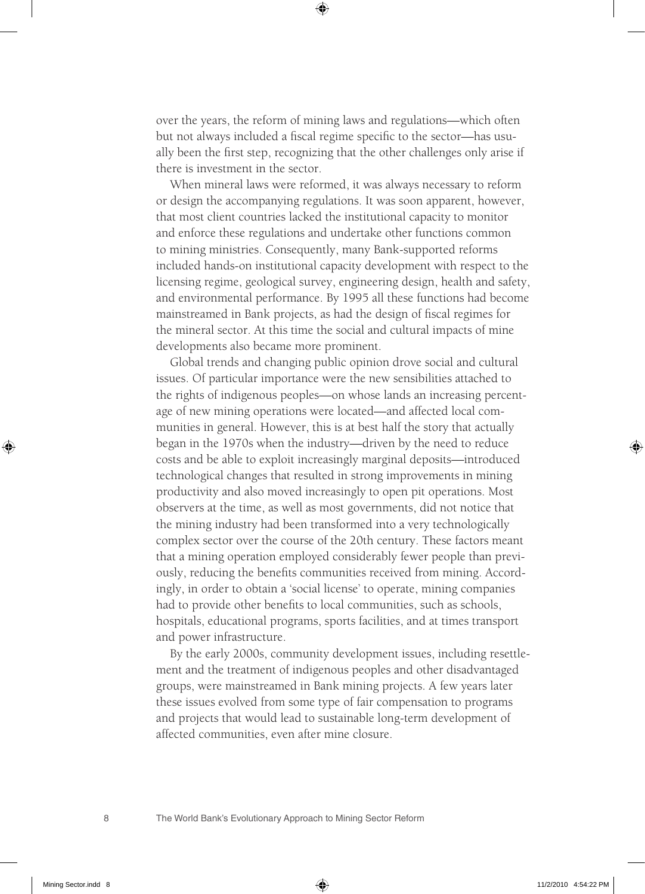over the years, the reform of mining laws and regulations—which often but not always included a fiscal regime specific to the sector—has usually been the first step, recognizing that the other challenges only arise if there is investment in the sector.

When mineral laws were reformed, it was always necessary to reform or design the accompanying regulations. It was soon apparent, however, that most client countries lacked the institutional capacity to monitor and enforce these regulations and undertake other functions common to mining ministries. Consequently, many Bank-supported reforms included hands-on institutional capacity development with respect to the licensing regime, geological survey, engineering design, health and safety, and environmental performance. By 1995 all these functions had become mainstreamed in Bank projects, as had the design of fiscal regimes for the mineral sector. At this time the social and cultural impacts of mine developments also became more prominent.

Global trends and changing public opinion drove social and cultural issues. Of particular importance were the new sensibilities attached to the rights of indigenous peoples—on whose lands an increasing percentage of new mining operations were located—and affected local communities in general. However, this is at best half the story that actually began in the 1970s when the industry—driven by the need to reduce costs and be able to exploit increasingly marginal deposits—introduced technological changes that resulted in strong improvements in mining productivity and also moved increasingly to open pit operations. Most observers at the time, as well as most governments, did not notice that the mining industry had been transformed into a very technologically complex sector over the course of the 20th century. These factors meant that a mining operation employed considerably fewer people than previously, reducing the benefits communities received from mining. Accordingly, in order to obtain a 'social license' to operate, mining companies had to provide other benefits to local communities, such as schools, hospitals, educational programs, sports facilities, and at times transport and power infrastructure.

By the early 2000s, community development issues, including resettlement and the treatment of indigenous peoples and other disadvantaged groups, were mainstreamed in Bank mining projects. A few years later these issues evolved from some type of fair compensation to programs and projects that would lead to sustainable long-term development of affected communities, even after mine closure.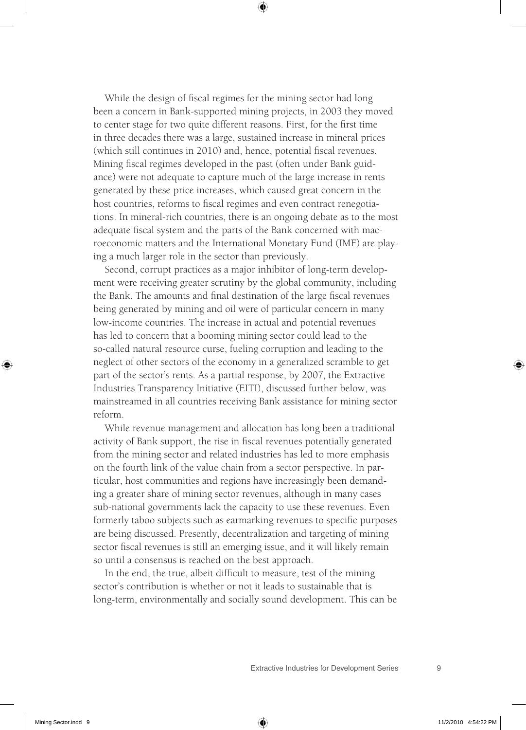While the design of fiscal regimes for the mining sector had long been a concern in Bank-supported mining projects, in 2003 they moved to center stage for two quite different reasons. First, for the first time in three decades there was a large, sustained increase in mineral prices (which still continues in 2010) and, hence, potential fiscal revenues. Mining fiscal regimes developed in the past (often under Bank guidance) were not adequate to capture much of the large increase in rents generated by these price increases, which caused great concern in the host countries, reforms to fiscal regimes and even contract renegotiations. In mineral-rich countries, there is an ongoing debate as to the most adequate fiscal system and the parts of the Bank concerned with macroeconomic matters and the International Monetary Fund (IMF) are playing a much larger role in the sector than previously.

Second, corrupt practices as a major inhibitor of long-term development were receiving greater scrutiny by the global community, including the Bank. The amounts and final destination of the large fiscal revenues being generated by mining and oil were of particular concern in many low-income countries. The increase in actual and potential revenues has led to concern that a booming mining sector could lead to the so-called natural resource curse, fueling corruption and leading to the neglect of other sectors of the economy in a generalized scramble to get part of the sector's rents. As a partial response, by 2007, the Extractive Industries Transparency Initiative (EITI), discussed further below, was mainstreamed in all countries receiving Bank assistance for mining sector reform.

While revenue management and allocation has long been a traditional activity of Bank support, the rise in fiscal revenues potentially generated from the mining sector and related industries has led to more emphasis on the fourth link of the value chain from a sector perspective. In particular, host communities and regions have increasingly been demanding a greater share of mining sector revenues, although in many cases sub-national governments lack the capacity to use these revenues. Even formerly taboo subjects such as earmarking revenues to specific purposes are being discussed. Presently, decentralization and targeting of mining sector fiscal revenues is still an emerging issue, and it will likely remain so until a consensus is reached on the best approach.

In the end, the true, albeit difficult to measure, test of the mining sector's contribution is whether or not it leads to sustainable that is long-term, environmentally and socially sound development. This can be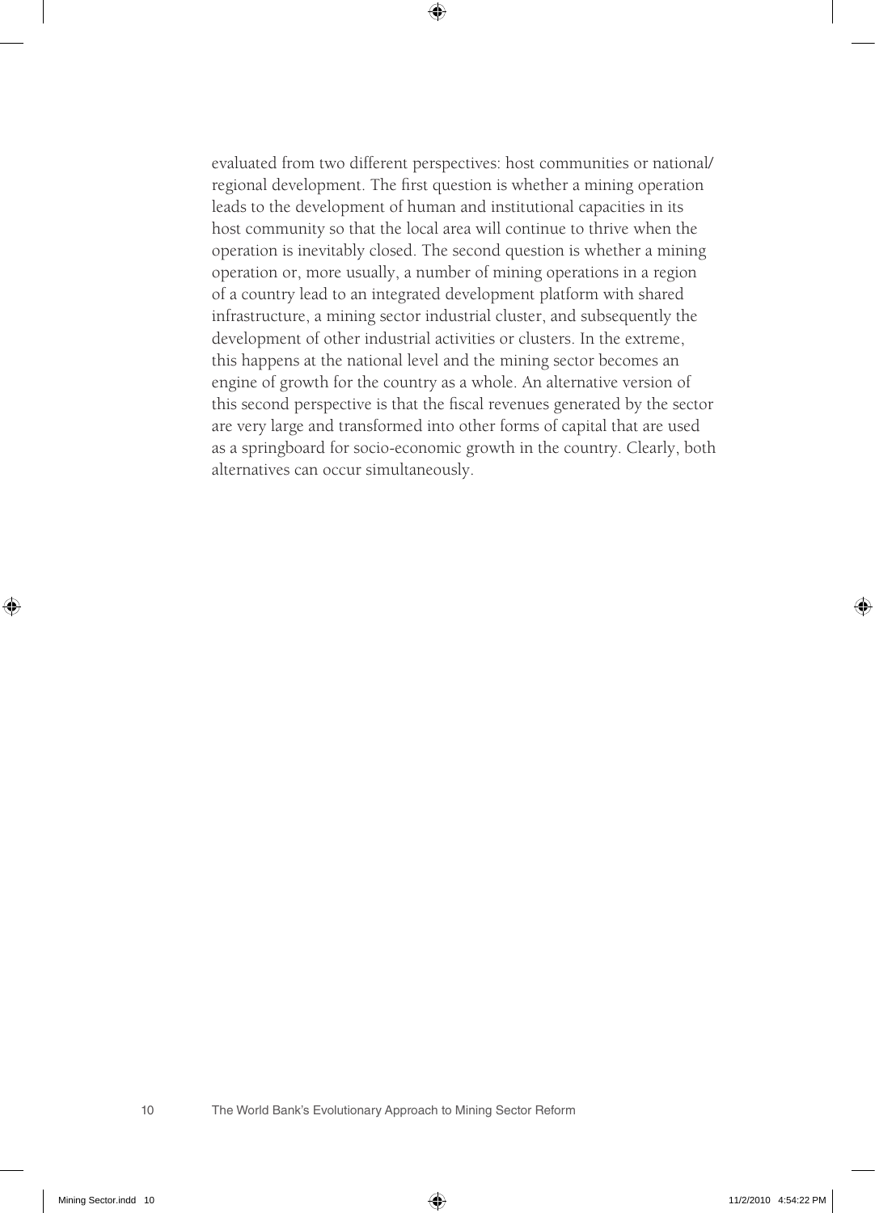evaluated from two different perspectives: host communities or national/regional development. The first question is whether a mining operation leads to the development of human and institutional capacities in its host community so that the local area will continue to thrive when the operation is inevitably closed. The second question is whether a mining operation or, more usually, a number of mining operations in a region of a country lead to an integrated development platform with shared infrastructure, a mining sector industrial cluster, and subsequently the development of other industrial activities or clusters. In the extreme, this happens at the national level and the mining sector becomes an engine of growth for the country as a whole. An alternative version of this second perspective is that the fiscal revenues generated by the sector are very large and transformed into other forms of capital that are used as a springboard for socio-economic growth in the country. Clearly, both alternatives can occur simultaneously.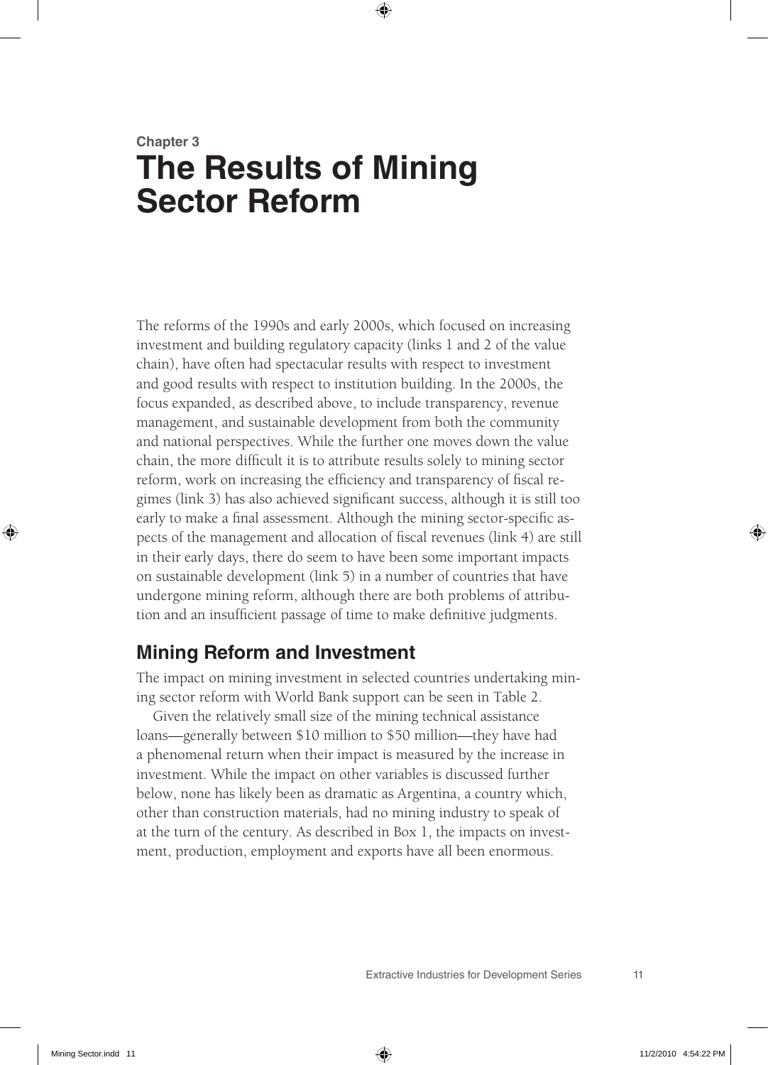# Chapter 3
# The Results of Mining Sector Reform

The reforms of the 1990s and early 2000s, which focused on increasing investment and building regulatory capacity (links 1 and 2 of the value chain), have often had spectacular results with respect to investment and good results with respect to institution building. In the 2000s, the focus expanded, as described above, to include transparency, revenue management, and sustainable development from both the community and national perspectives. While the further one moves down the value chain, the more difficult it is to attribute results solely to mining sector reform, work on increasing the efficiency and transparency of fiscal regimes (link 3) has also achieved significant success, although it is still too early to make a final assessment. Although the mining sector-specific aspects of the management and allocation of fiscal revenues (link 4) are still in their early days, there do seem to have been some important impacts on sustainable development (link 5) in a number of countries that have undergone mining reform, although there are both problems of attribution and an insufficient passage of time to make definitive judgments.

## Mining Reform and Investment

The impact on mining investment in selected countries undertaking mining sector reform with World Bank support can be seen in Table 2.

Given the relatively small size of the mining technical assistance loans—generally between $10 million to $50 million—they have had a phenomenal return when their impact is measured by the increase in investment. While the impact on other variables is discussed further below, none has likely been as dramatic as Argentina, a country which, other than construction materials, had no mining industry to speak of at the turn of the century. As described in Box 1, the impacts on investment, production, employment and exports have all been enormous.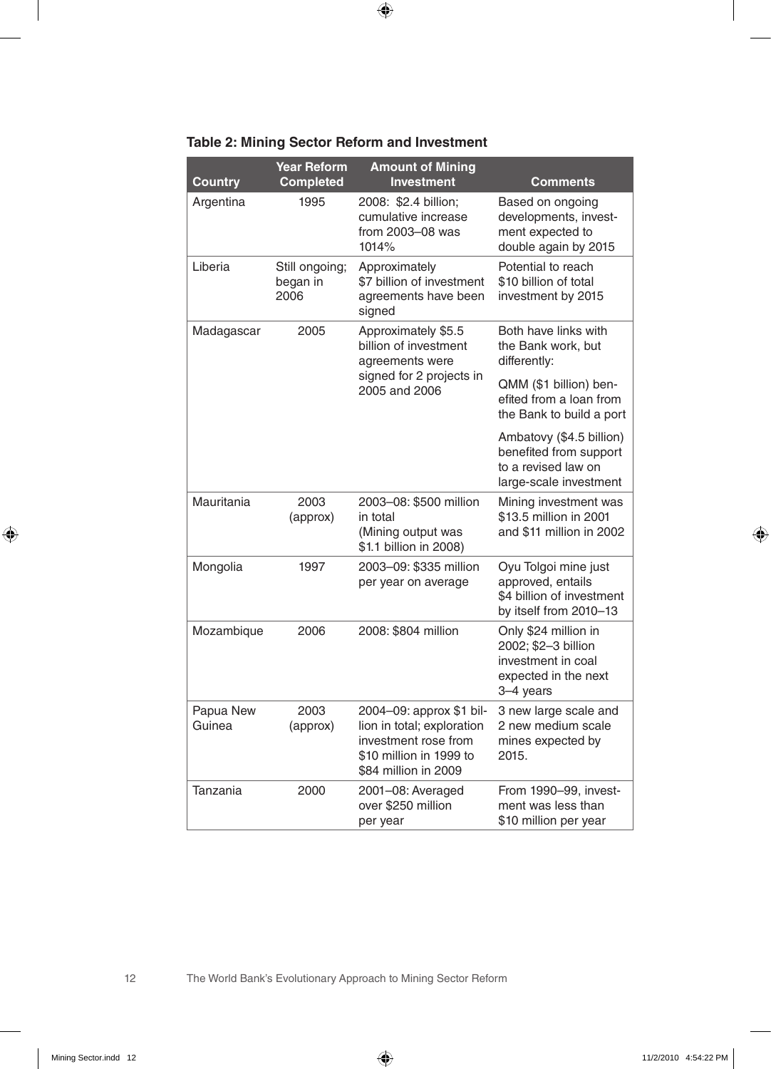**Table 2: Mining Sector Reform and Investment**

| Country | Year Reform Completed | Amount of Mining Investment | Comments |
|---|---|---|---|
| Argentina | 1995 | 2008: $2.4 billion; cumulative increase from 2003–08 was 1014% | Based on ongoing developments, investment expected to double again by 2015 |
| Liberia | Still ongoing; began in 2006 | Approximately $7 billion of investment agreements have been signed | Potential to reach $10 billion of total investment by 2015 |
| Madagascar | 2005 | Approximately $5.5 billion of investment agreements were signed for 2 projects in 2005 and 2006 | Both have links with the Bank work, but differently: QMM ($1 billion) benefited from a loan from the Bank to build a port; Ambatovy ($4.5 billion) benefited from support to a revised law on large-scale investment |
| Mauritania | 2003 (approx) | 2003–08: $500 million in total (Mining output was $1.1 billion in 2008) | Mining investment was $13.5 million in 2001 and $11 million in 2002 |
| Mongolia | 1997 | 2003–09: $335 million per year on average | Oyu Tolgoi mine just approved, entails $4 billion of investment by itself from 2010–13 |
| Mozambique | 2006 | 2008: $804 million | Only $24 million in 2002; $2–3 billion investment in coal expected in the next 3–4 years |
| Papua New Guinea | 2003 (approx) | 2004–09: approx $1 billion in total; exploration investment rose from $10 million in 1999 to $84 million in 2009 | 3 new large scale and 2 new medium scale mines expected by 2015. |
| Tanzania | 2000 | 2001–08: Averaged over $250 million per year | From 1990–99, investment was less than $10 million per year |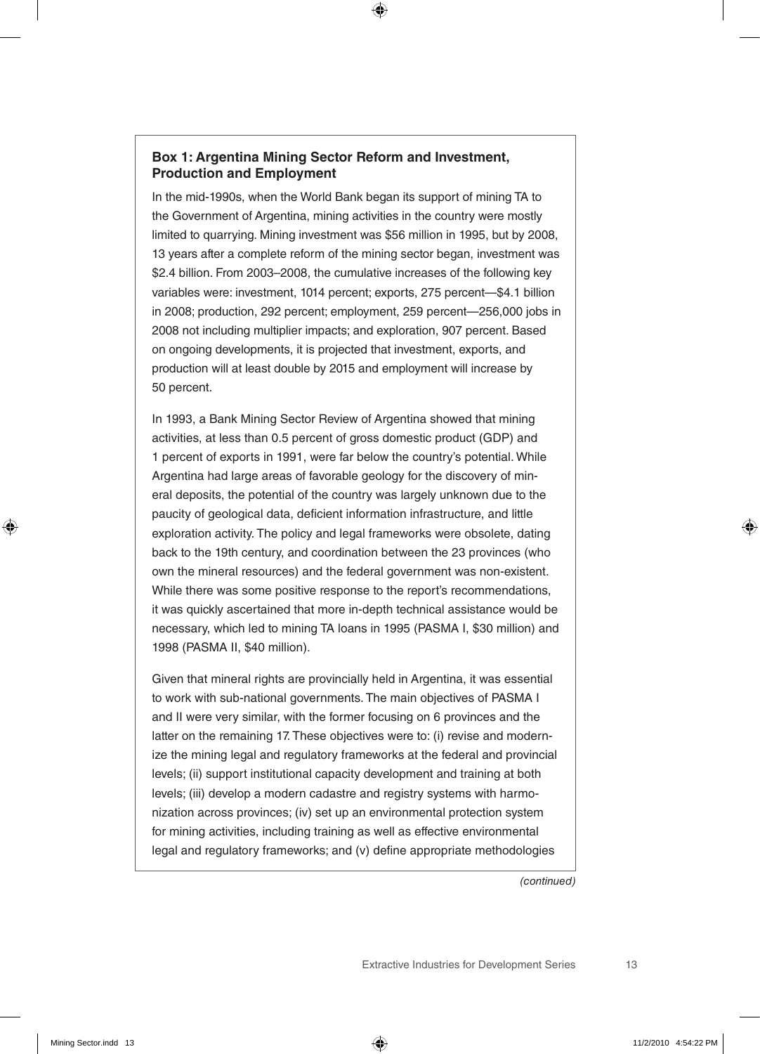**Box 1: Argentina Mining Sector Reform and Investment, Production and Employment**

In the mid-1990s, when the World Bank began its support of mining TA to the Government of Argentina, mining activities in the country were mostly limited to quarrying. Mining investment was $56 million in 1995, but by 2008, 13 years after a complete reform of the mining sector began, investment was $2.4 billion. From 2003–2008, the cumulative increases of the following key variables were: investment, 1014 percent; exports, 275 percent—$4.1 billion in 2008; production, 292 percent; employment, 259 percent—256,000 jobs in 2008 not including multiplier impacts; and exploration, 907 percent. Based on ongoing developments, it is projected that investment, exports, and production will at least double by 2015 and employment will increase by 50 percent.

In 1993, a Bank Mining Sector Review of Argentina showed that mining activities, at less than 0.5 percent of gross domestic product (GDP) and 1 percent of exports in 1991, were far below the country's potential. While Argentina had large areas of favorable geology for the discovery of mineral deposits, the potential of the country was largely unknown due to the paucity of geological data, deficient information infrastructure, and little exploration activity. The policy and legal frameworks were obsolete, dating back to the 19th century, and coordination between the 23 provinces (who own the mineral resources) and the federal government was non-existent. While there was some positive response to the report's recommendations, it was quickly ascertained that more in-depth technical assistance would be necessary, which led to mining TA loans in 1995 (PASMA I, $30 million) and 1998 (PASMA II, $40 million).

Given that mineral rights are provincially held in Argentina, it was essential to work with sub-national governments. The main objectives of PASMA I and II were very similar, with the former focusing on 6 provinces and the latter on the remaining 17. These objectives were to: (i) revise and modernize the mining legal and regulatory frameworks at the federal and provincial levels; (ii) support institutional capacity development and training at both levels; (iii) develop a modern cadastre and registry systems with harmonization across provinces; (iv) set up an environmental protection system for mining activities, including training as well as effective environmental legal and regulatory frameworks; and (v) define appropriate methodologies

*(continued)*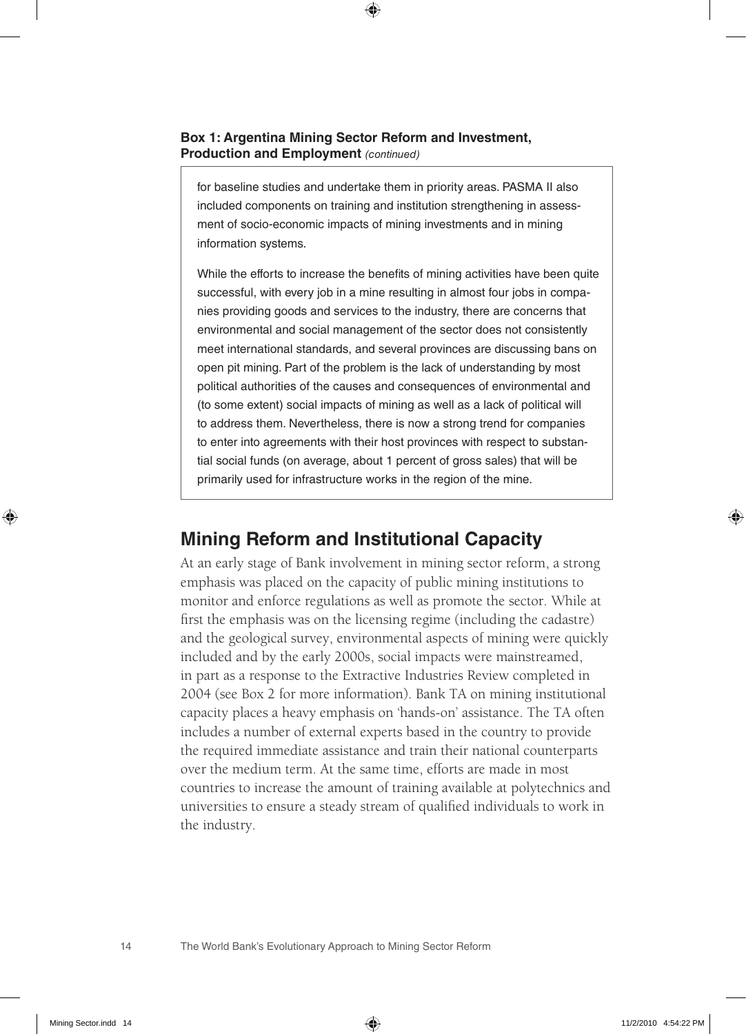**Box 1: Argentina Mining Sector Reform and Investment, Production and Employment** *(continued)*

for baseline studies and undertake them in priority areas. PASMA II also included components on training and institution strengthening in assessment of socio-economic impacts of mining investments and in mining information systems.

While the efforts to increase the benefits of mining activities have been quite successful, with every job in a mine resulting in almost four jobs in companies providing goods and services to the industry, there are concerns that environmental and social management of the sector does not consistently meet international standards, and several provinces are discussing bans on open pit mining. Part of the problem is the lack of understanding by most political authorities of the causes and consequences of environmental and (to some extent) social impacts of mining as well as a lack of political will to address them. Nevertheless, there is now a strong trend for companies to enter into agreements with their host provinces with respect to substantial social funds (on average, about 1 percent of gross sales) that will be primarily used for infrastructure works in the region of the mine.

## Mining Reform and Institutional Capacity

At an early stage of Bank involvement in mining sector reform, a strong emphasis was placed on the capacity of public mining institutions to monitor and enforce regulations as well as promote the sector. While at first the emphasis was on the licensing regime (including the cadastre) and the geological survey, environmental aspects of mining were quickly included and by the early 2000s, social impacts were mainstreamed, in part as a response to the Extractive Industries Review completed in 2004 (see Box 2 for more information). Bank TA on mining institutional capacity places a heavy emphasis on 'hands-on' assistance. The TA often includes a number of external experts based in the country to provide the required immediate assistance and train their national counterparts over the medium term. At the same time, efforts are made in most countries to increase the amount of training available at polytechnics and universities to ensure a steady stream of qualified individuals to work in the industry.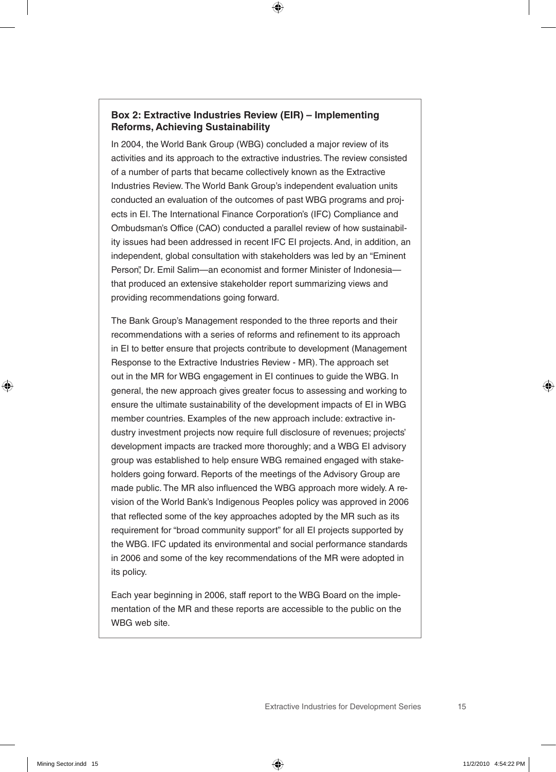**Box 2: Extractive Industries Review (EIR) – Implementing Reforms, Achieving Sustainability**

In 2004, the World Bank Group (WBG) concluded a major review of its activities and its approach to the extractive industries. The review consisted of a number of parts that became collectively known as the Extractive Industries Review. The World Bank Group's independent evaluation units conducted an evaluation of the outcomes of past WBG programs and projects in EI. The International Finance Corporation's (IFC) Compliance and Ombudsman's Office (CAO) conducted a parallel review of how sustainability issues had been addressed in recent IFC EI projects. And, in addition, an independent, global consultation with stakeholders was led by an "Eminent Person", Dr. Emil Salim—an economist and former Minister of Indonesia—that produced an extensive stakeholder report summarizing views and providing recommendations going forward.

The Bank Group's Management responded to the three reports and their recommendations with a series of reforms and refinement to its approach in EI to better ensure that projects contribute to development (Management Response to the Extractive Industries Review - MR). The approach set out in the MR for WBG engagement in EI continues to guide the WBG. In general, the new approach gives greater focus to assessing and working to ensure the ultimate sustainability of the development impacts of EI in WBG member countries. Examples of the new approach include: extractive industry investment projects now require full disclosure of revenues; projects' development impacts are tracked more thoroughly; and a WBG EI advisory group was established to help ensure WBG remained engaged with stakeholders going forward. Reports of the meetings of the Advisory Group are made public. The MR also influenced the WBG approach more widely. A revision of the World Bank's Indigenous Peoples policy was approved in 2006 that reflected some of the key approaches adopted by the MR such as its requirement for "broad community support" for all EI projects supported by the WBG. IFC updated its environmental and social performance standards in 2006 and some of the key recommendations of the MR were adopted in its policy.

Each year beginning in 2006, staff report to the WBG Board on the implementation of the MR and these reports are accessible to the public on the WBG web site.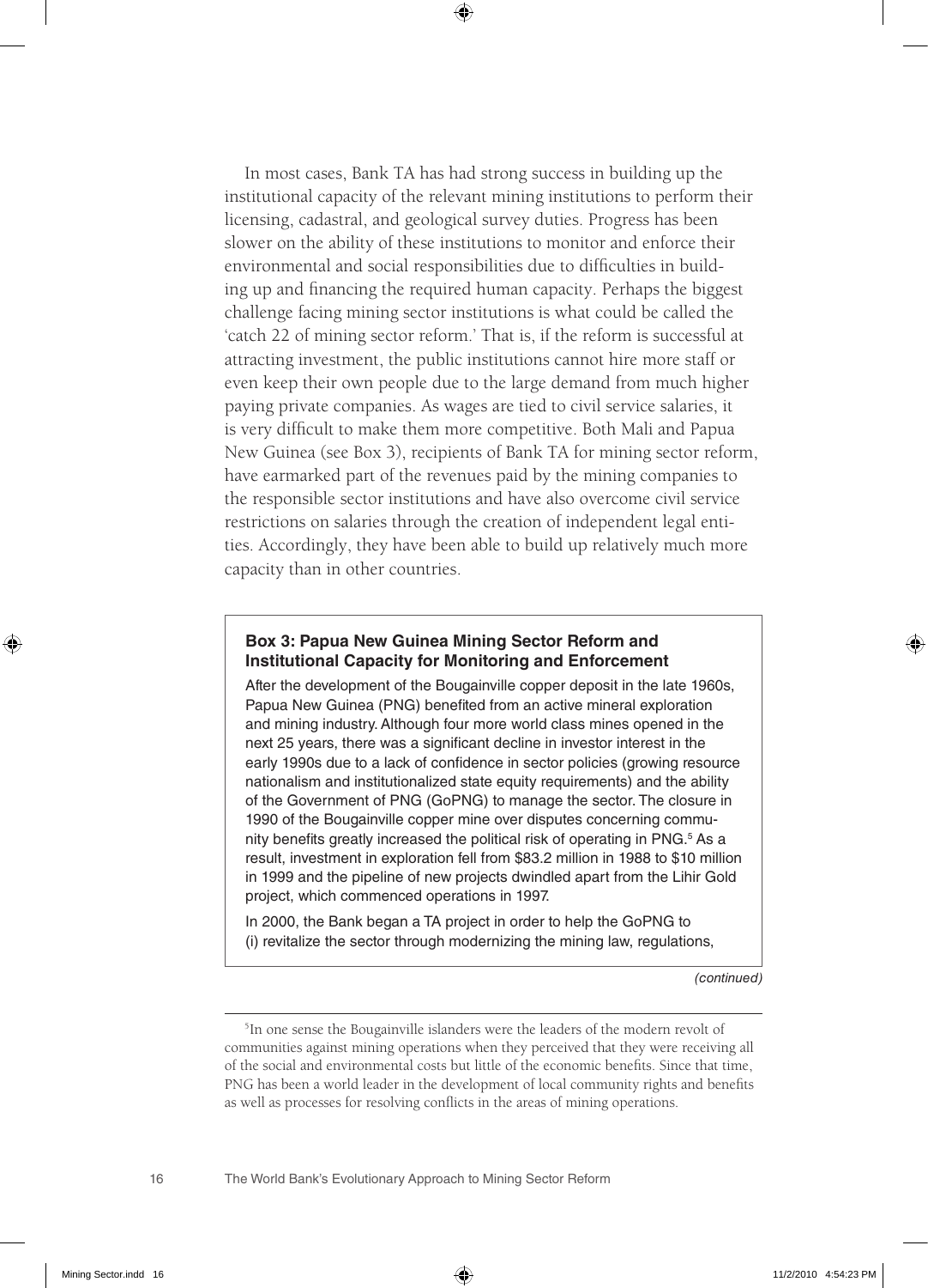In most cases, Bank TA has had strong success in building up the institutional capacity of the relevant mining institutions to perform their licensing, cadastral, and geological survey duties. Progress has been slower on the ability of these institutions to monitor and enforce their environmental and social responsibilities due to difficulties in building up and financing the required human capacity. Perhaps the biggest challenge facing mining sector institutions is what could be called the 'catch 22 of mining sector reform.' That is, if the reform is successful at attracting investment, the public institutions cannot hire more staff or even keep their own people due to the large demand from much higher paying private companies. As wages are tied to civil service salaries, it is very difficult to make them more competitive. Both Mali and Papua New Guinea (see Box 3), recipients of Bank TA for mining sector reform, have earmarked part of the revenues paid by the mining companies to the responsible sector institutions and have also overcome civil service restrictions on salaries through the creation of independent legal entities. Accordingly, they have been able to build up relatively much more capacity than in other countries.

> **Box 3: Papua New Guinea Mining Sector Reform and Institutional Capacity for Monitoring and Enforcement**
>
> After the development of the Bougainville copper deposit in the late 1960s, Papua New Guinea (PNG) benefited from an active mineral exploration and mining industry. Although four more world class mines opened in the next 25 years, there was a significant decline in investor interest in the early 1990s due to a lack of confidence in sector policies (growing resource nationalism and institutionalized state equity requirements) and the ability of the Government of PNG (GoPNG) to manage the sector. The closure in 1990 of the Bougainville copper mine over disputes concerning community benefits greatly increased the political risk of operating in PNG.[5] As a result, investment in exploration fell from $83.2 million in 1988 to $10 million in 1999 and the pipeline of new projects dwindled apart from the Lihir Gold project, which commenced operations in 1997.
>
> In 2000, the Bank began a TA project in order to help the GoPNG to (i) revitalize the sector through modernizing the mining law, regulations,
>
> *(continued)*

[5] In one sense the Bougainville islanders were the leaders of the modern revolt of communities against mining operations when they perceived that they were receiving all of the social and environmental costs but little of the economic benefits. Since that time, PNG has been a world leader in the development of local community rights and benefits as well as processes for resolving conflicts in the areas of mining operations.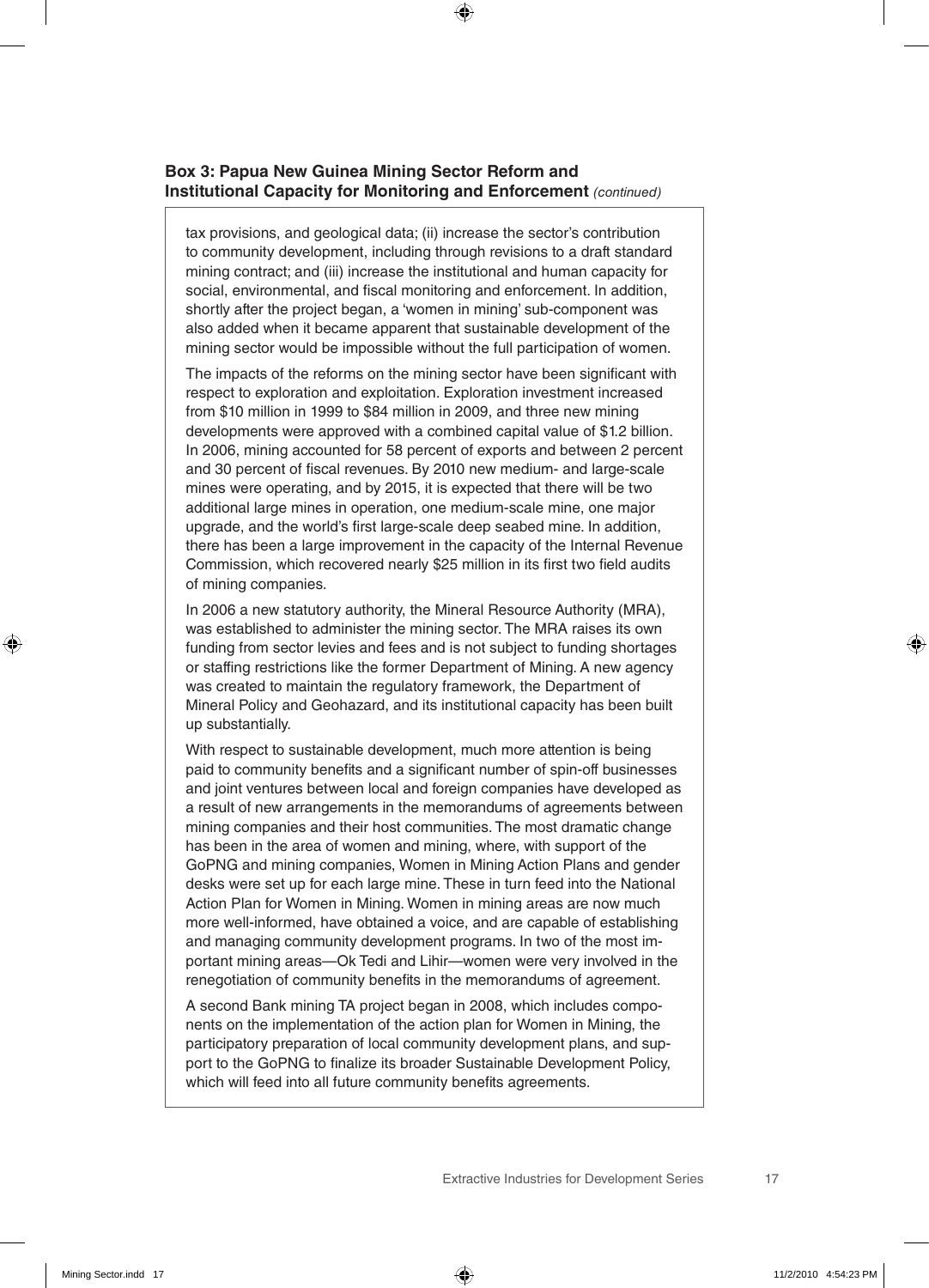**Box 3: Papua New Guinea Mining Sector Reform and Institutional Capacity for Monitoring and Enforcement** *(continued)*

tax provisions, and geological data; (ii) increase the sector's contribution to community development, including through revisions to a draft standard mining contract; and (iii) increase the institutional and human capacity for social, environmental, and fiscal monitoring and enforcement. In addition, shortly after the project began, a 'women in mining' sub-component was also added when it became apparent that sustainable development of the mining sector would be impossible without the full participation of women.

The impacts of the reforms on the mining sector have been significant with respect to exploration and exploitation. Exploration investment increased from $10 million in 1999 to $84 million in 2009, and three new mining developments were approved with a combined capital value of $1.2 billion. In 2006, mining accounted for 58 percent of exports and between 2 percent and 30 percent of fiscal revenues. By 2010 new medium- and large-scale mines were operating, and by 2015, it is expected that there will be two additional large mines in operation, one medium-scale mine, one major upgrade, and the world's first large-scale deep seabed mine. In addition, there has been a large improvement in the capacity of the Internal Revenue Commission, which recovered nearly $25 million in its first two field audits of mining companies.

In 2006 a new statutory authority, the Mineral Resource Authority (MRA), was established to administer the mining sector. The MRA raises its own funding from sector levies and fees and is not subject to funding shortages or staffing restrictions like the former Department of Mining. A new agency was created to maintain the regulatory framework, the Department of Mineral Policy and Geohazard, and its institutional capacity has been built up substantially.

With respect to sustainable development, much more attention is being paid to community benefits and a significant number of spin-off businesses and joint ventures between local and foreign companies have developed as a result of new arrangements in the memorandums of agreements between mining companies and their host communities. The most dramatic change has been in the area of women and mining, where, with support of the GoPNG and mining companies, Women in Mining Action Plans and gender desks were set up for each large mine. These in turn feed into the National Action Plan for Women in Mining. Women in mining areas are now much more well-informed, have obtained a voice, and are capable of establishing and managing community development programs. In two of the most important mining areas—Ok Tedi and Lihir—women were very involved in the renegotiation of community benefits in the memorandums of agreement.

A second Bank mining TA project began in 2008, which includes components on the implementation of the action plan for Women in Mining, the participatory preparation of local community development plans, and support to the GoPNG to finalize its broader Sustainable Development Policy, which will feed into all future community benefits agreements.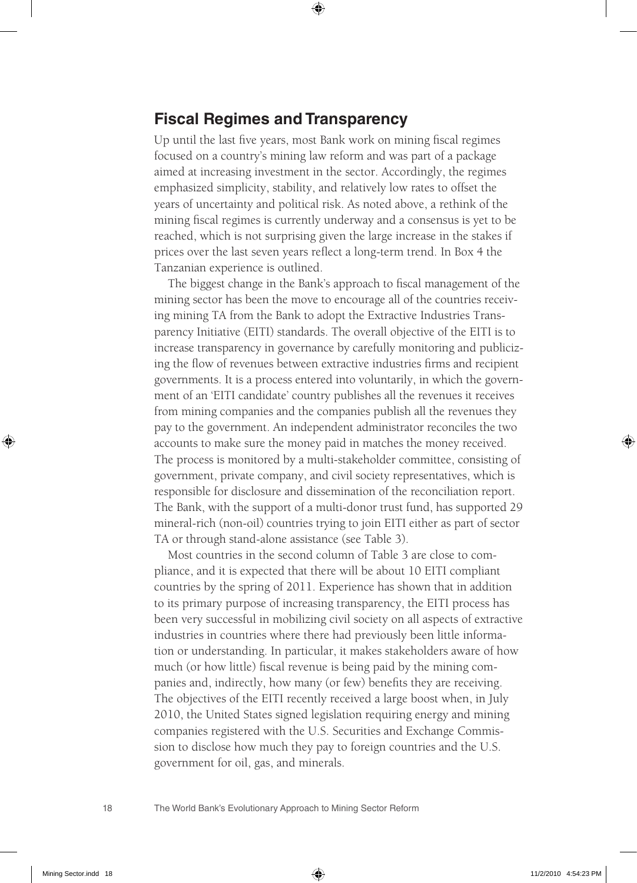## Fiscal Regimes and Transparency

Up until the last five years, most Bank work on mining fiscal regimes focused on a country's mining law reform and was part of a package aimed at increasing investment in the sector. Accordingly, the regimes emphasized simplicity, stability, and relatively low rates to offset the years of uncertainty and political risk. As noted above, a rethink of the mining fiscal regimes is currently underway and a consensus is yet to be reached, which is not surprising given the large increase in the stakes if prices over the last seven years reflect a long-term trend. In Box 4 the Tanzanian experience is outlined.

The biggest change in the Bank's approach to fiscal management of the mining sector has been the move to encourage all of the countries receiving mining TA from the Bank to adopt the Extractive Industries Transparency Initiative (EITI) standards. The overall objective of the EITI is to increase transparency in governance by carefully monitoring and publicizing the flow of revenues between extractive industries firms and recipient governments. It is a process entered into voluntarily, in which the government of an 'EITI candidate' country publishes all the revenues it receives from mining companies and the companies publish all the revenues they pay to the government. An independent administrator reconciles the two accounts to make sure the money paid in matches the money received. The process is monitored by a multi-stakeholder committee, consisting of government, private company, and civil society representatives, which is responsible for disclosure and dissemination of the reconciliation report. The Bank, with the support of a multi-donor trust fund, has supported 29 mineral-rich (non-oil) countries trying to join EITI either as part of sector TA or through stand-alone assistance (see Table 3).

Most countries in the second column of Table 3 are close to compliance, and it is expected that there will be about 10 EITI compliant countries by the spring of 2011. Experience has shown that in addition to its primary purpose of increasing transparency, the EITI process has been very successful in mobilizing civil society on all aspects of extractive industries in countries where there had previously been little information or understanding. In particular, it makes stakeholders aware of how much (or how little) fiscal revenue is being paid by the mining companies and, indirectly, how many (or few) benefits they are receiving. The objectives of the EITI recently received a large boost when, in July 2010, the United States signed legislation requiring energy and mining companies registered with the U.S. Securities and Exchange Commission to disclose how much they pay to foreign countries and the U.S. government for oil, gas, and minerals.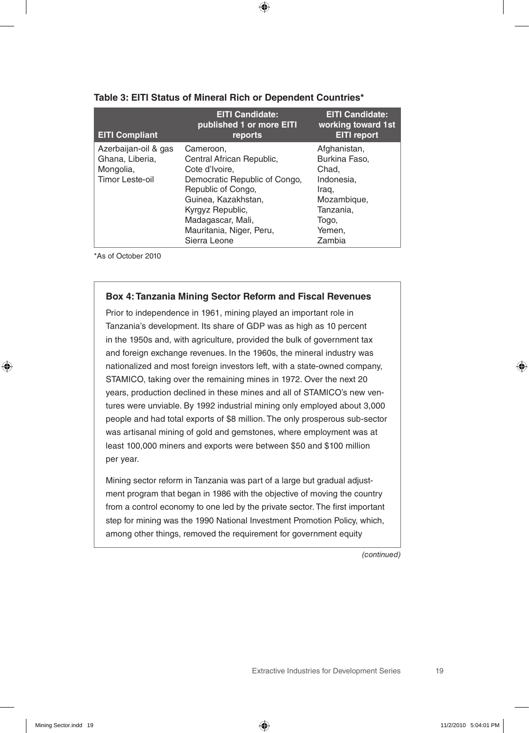**Table 3: EITI Status of Mineral Rich or Dependent Countries***

| EITI Compliant | EITI Candidate: published 1 or more EITI reports | EITI Candidate: working toward 1st EITI report |
|---|---|---|
| Azerbaijan-oil & gas Ghana, Liberia, Mongolia, Timor Leste-oil | Cameroon, Central African Republic, Cote d'Ivoire, Democratic Republic of Congo, Republic of Congo, Guinea, Kazakhstan, Kyrgyz Republic, Madagascar, Mali, Mauritania, Niger, Peru, Sierra Leone | Afghanistan, Burkina Faso, Chad, Indonesia, Iraq, Mozambique, Tanzania, Togo, Yemen, Zambia |

*As of October 2010

### Box 4: Tanzania Mining Sector Reform and Fiscal Revenues

Prior to independence in 1961, mining played an important role in Tanzania's development. Its share of GDP was as high as 10 percent in the 1950s and, with agriculture, provided the bulk of government tax and foreign exchange revenues. In the 1960s, the mineral industry was nationalized and most foreign investors left, with a state-owned company, STAMICO, taking over the remaining mines in 1972. Over the next 20 years, production declined in these mines and all of STAMICO's new ventures were unviable. By 1992 industrial mining only employed about 3,000 people and had total exports of $8 million. The only prosperous sub-sector was artisanal mining of gold and gemstones, where employment was at least 100,000 miners and exports were between $50 and $100 million per year.

Mining sector reform in Tanzania was part of a large but gradual adjustment program that began in 1986 with the objective of moving the country from a control economy to one led by the private sector. The first important step for mining was the 1990 National Investment Promotion Policy, which, among other things, removed the requirement for government equity

*(continued)*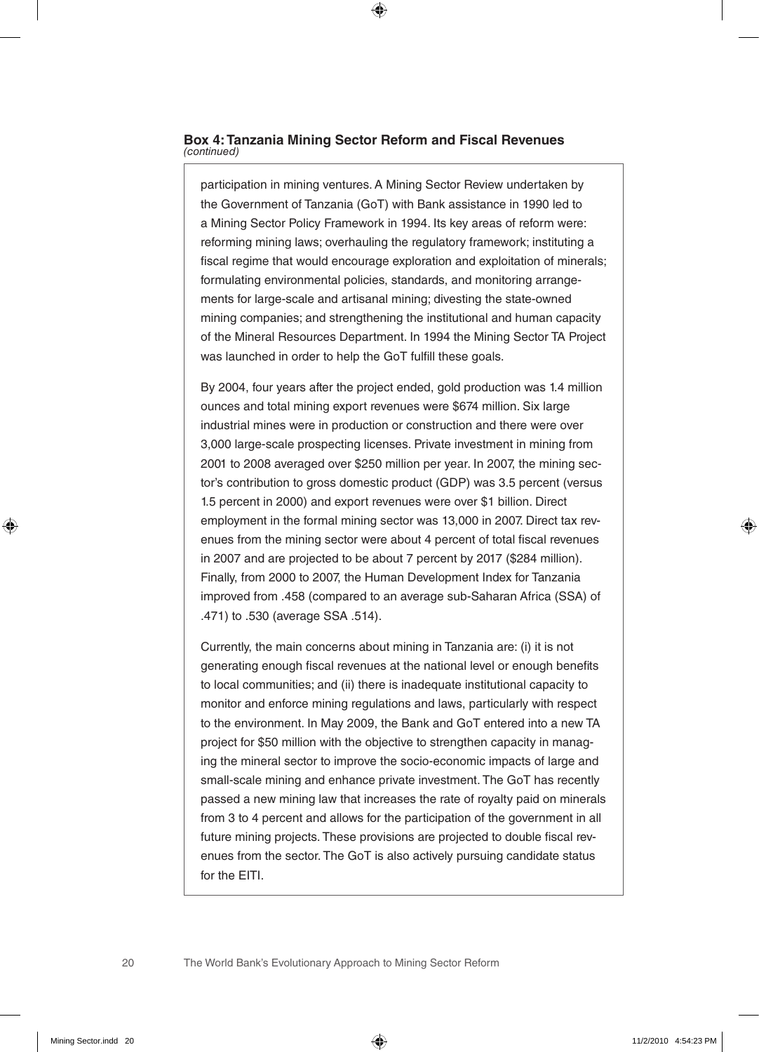**Box 4: Tanzania Mining Sector Reform and Fiscal Revenues**
*(continued)*

participation in mining ventures. A Mining Sector Review undertaken by the Government of Tanzania (GoT) with Bank assistance in 1990 led to a Mining Sector Policy Framework in 1994. Its key areas of reform were: reforming mining laws; overhauling the regulatory framework; instituting a fiscal regime that would encourage exploration and exploitation of minerals; formulating environmental policies, standards, and monitoring arrangements for large-scale and artisanal mining; divesting the state-owned mining companies; and strengthening the institutional and human capacity of the Mineral Resources Department. In 1994 the Mining Sector TA Project was launched in order to help the GoT fulfill these goals.

By 2004, four years after the project ended, gold production was 1.4 million ounces and total mining export revenues were $674 million. Six large industrial mines were in production or construction and there were over 3,000 large-scale prospecting licenses. Private investment in mining from 2001 to 2008 averaged over $250 million per year. In 2007, the mining sector's contribution to gross domestic product (GDP) was 3.5 percent (versus 1.5 percent in 2000) and export revenues were over $1 billion. Direct employment in the formal mining sector was 13,000 in 2007. Direct tax revenues from the mining sector were about 4 percent of total fiscal revenues in 2007 and are projected to be about 7 percent by 2017 ($284 million). Finally, from 2000 to 2007, the Human Development Index for Tanzania improved from .458 (compared to an average sub-Saharan Africa (SSA) of .471) to .530 (average SSA .514).

Currently, the main concerns about mining in Tanzania are: (i) it is not generating enough fiscal revenues at the national level or enough benefits to local communities; and (ii) there is inadequate institutional capacity to monitor and enforce mining regulations and laws, particularly with respect to the environment. In May 2009, the Bank and GoT entered into a new TA project for $50 million with the objective to strengthen capacity in managing the mineral sector to improve the socio-economic impacts of large and small-scale mining and enhance private investment. The GoT has recently passed a new mining law that increases the rate of royalty paid on minerals from 3 to 4 percent and allows for the participation of the government in all future mining projects. These provisions are projected to double fiscal revenues from the sector. The GoT is also actively pursuing candidate status for the EITI.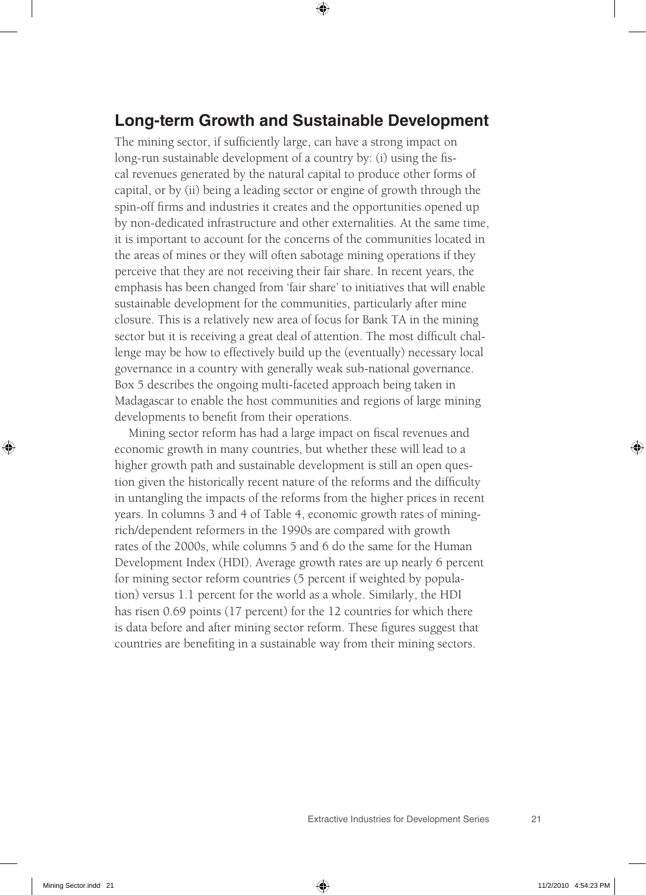## Long-term Growth and Sustainable Development

The mining sector, if sufficiently large, can have a strong impact on long-run sustainable development of a country by: (i) using the fiscal revenues generated by the natural capital to produce other forms of capital, or by (ii) being a leading sector or engine of growth through the spin-off firms and industries it creates and the opportunities opened up by non-dedicated infrastructure and other externalities. At the same time, it is important to account for the concerns of the communities located in the areas of mines or they will often sabotage mining operations if they perceive that they are not receiving their fair share. In recent years, the emphasis has been changed from 'fair share' to initiatives that will enable sustainable development for the communities, particularly after mine closure. This is a relatively new area of focus for Bank TA in the mining sector but it is receiving a great deal of attention. The most difficult challenge may be how to effectively build up the (eventually) necessary local governance in a country with generally weak sub-national governance. Box 5 describes the ongoing multi-faceted approach being taken in Madagascar to enable the host communities and regions of large mining developments to benefit from their operations.

Mining sector reform has had a large impact on fiscal revenues and economic growth in many countries, but whether these will lead to a higher growth path and sustainable development is still an open question given the historically recent nature of the reforms and the difficulty in untangling the impacts of the reforms from the higher prices in recent years. In columns 3 and 4 of Table 4, economic growth rates of mining-rich/dependent reformers in the 1990s are compared with growth rates of the 2000s, while columns 5 and 6 do the same for the Human Development Index (HDI). Average growth rates are up nearly 6 percent for mining sector reform countries (5 percent if weighted by population) versus 1.1 percent for the world as a whole. Similarly, the HDI has risen 0.69 points (17 percent) for the 12 countries for which there is data before and after mining sector reform. These figures suggest that countries are benefiting in a sustainable way from their mining sectors.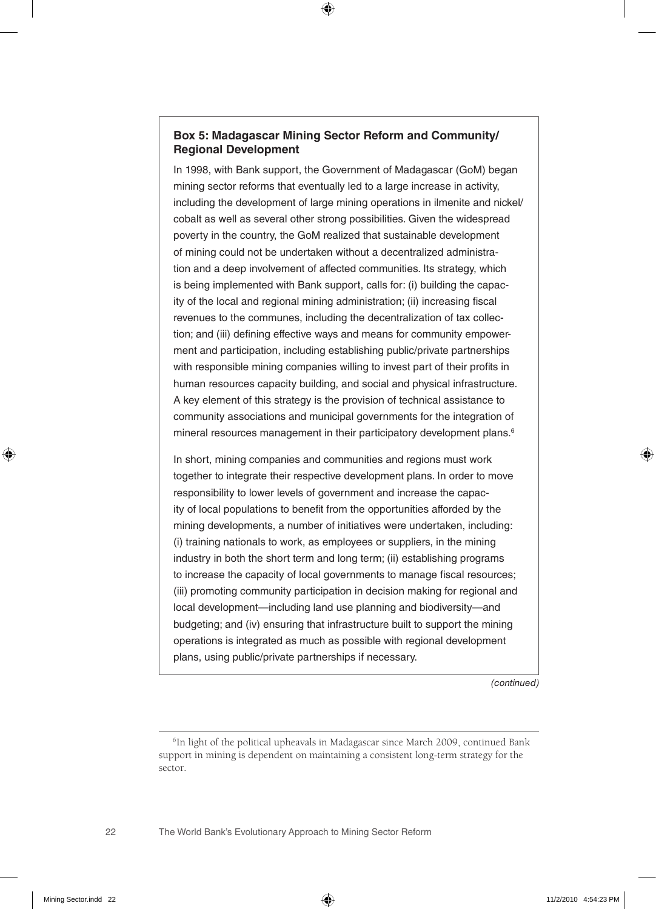### Box 5: Madagascar Mining Sector Reform and Community/Regional Development

In 1998, with Bank support, the Government of Madagascar (GoM) began mining sector reforms that eventually led to a large increase in activity, including the development of large mining operations in ilmenite and nickel/cobalt as well as several other strong possibilities. Given the widespread poverty in the country, the GoM realized that sustainable development of mining could not be undertaken without a decentralized administration and a deep involvement of affected communities. Its strategy, which is being implemented with Bank support, calls for: (i) building the capacity of the local and regional mining administration; (ii) increasing fiscal revenues to the communes, including the decentralization of tax collection; and (iii) defining effective ways and means for community empowerment and participation, including establishing public/private partnerships with responsible mining companies willing to invest part of their profits in human resources capacity building, and social and physical infrastructure. A key element of this strategy is the provision of technical assistance to community associations and municipal governments for the integration of mineral resources management in their participatory development plans.[6]

In short, mining companies and communities and regions must work together to integrate their respective development plans. In order to move responsibility to lower levels of government and increase the capacity of local populations to benefit from the opportunities afforded by the mining developments, a number of initiatives were undertaken, including: (i) training nationals to work, as employees or suppliers, in the mining industry in both the short term and long term; (ii) establishing programs to increase the capacity of local governments to manage fiscal resources; (iii) promoting community participation in decision making for regional and local development—including land use planning and biodiversity—and budgeting; and (iv) ensuring that infrastructure built to support the mining operations is integrated as much as possible with regional development plans, using public/private partnerships if necessary.

*(continued)*

[6] In light of the political upheavals in Madagascar since March 2009, continued Bank support in mining is dependent on maintaining a consistent long-term strategy for the sector.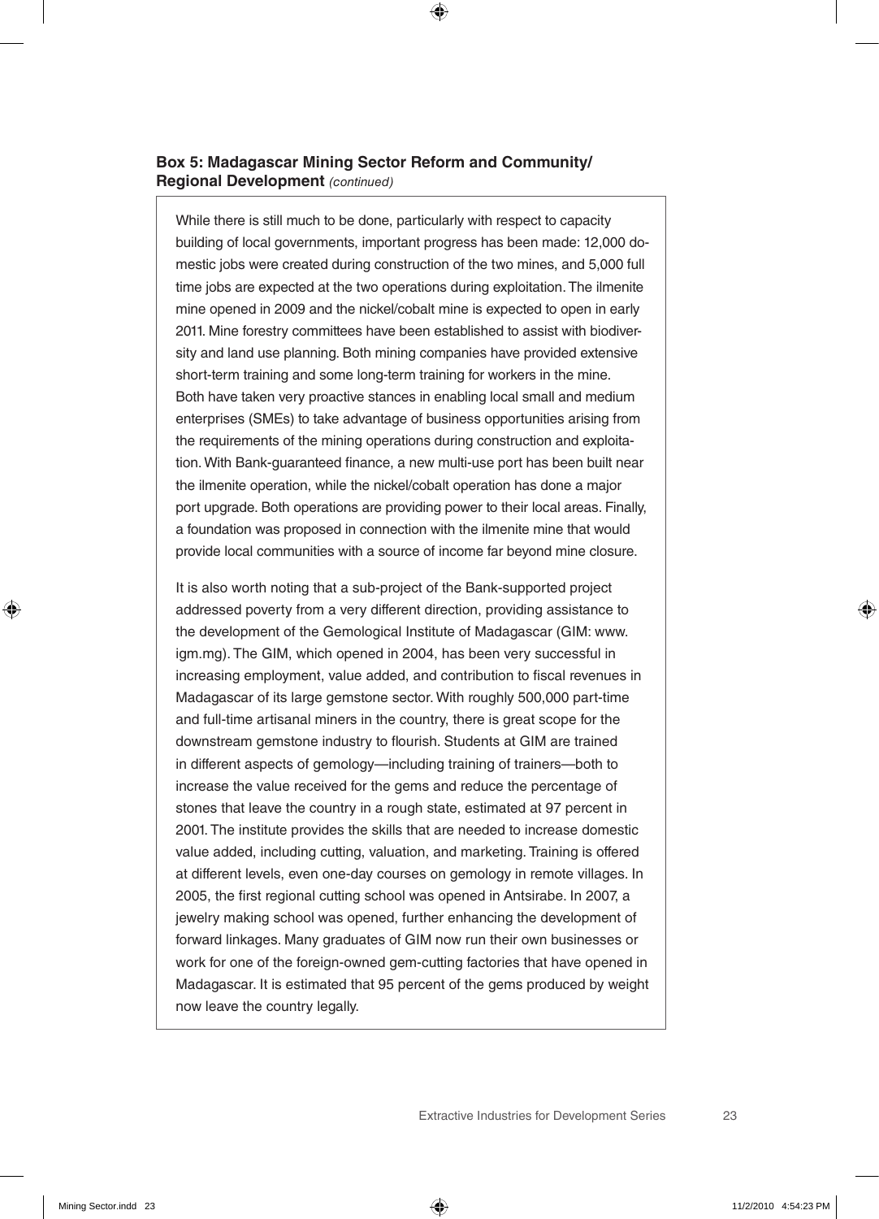**Box 5: Madagascar Mining Sector Reform and Community/ Regional Development** *(continued)*

While there is still much to be done, particularly with respect to capacity building of local governments, important progress has been made: 12,000 domestic jobs were created during construction of the two mines, and 5,000 full time jobs are expected at the two operations during exploitation. The ilmenite mine opened in 2009 and the nickel/cobalt mine is expected to open in early 2011. Mine forestry committees have been established to assist with biodiversity and land use planning. Both mining companies have provided extensive short-term training and some long-term training for workers in the mine. Both have taken very proactive stances in enabling local small and medium enterprises (SMEs) to take advantage of business opportunities arising from the requirements of the mining operations during construction and exploitation. With Bank-guaranteed finance, a new multi-use port has been built near the ilmenite operation, while the nickel/cobalt operation has done a major port upgrade. Both operations are providing power to their local areas. Finally, a foundation was proposed in connection with the ilmenite mine that would provide local communities with a source of income far beyond mine closure.

It is also worth noting that a sub-project of the Bank-supported project addressed poverty from a very different direction, providing assistance to the development of the Gemological Institute of Madagascar (GIM: www.igm.mg). The GIM, which opened in 2004, has been very successful in increasing employment, value added, and contribution to fiscal revenues in Madagascar of its large gemstone sector. With roughly 500,000 part-time and full-time artisanal miners in the country, there is great scope for the downstream gemstone industry to flourish. Students at GIM are trained in different aspects of gemology—including training of trainers—both to increase the value received for the gems and reduce the percentage of stones that leave the country in a rough state, estimated at 97 percent in 2001. The institute provides the skills that are needed to increase domestic value added, including cutting, valuation, and marketing. Training is offered at different levels, even one-day courses on gemology in remote villages. In 2005, the first regional cutting school was opened in Antsirabe. In 2007, a jewelry making school was opened, further enhancing the development of forward linkages. Many graduates of GIM now run their own businesses or work for one of the foreign-owned gem-cutting factories that have opened in Madagascar. It is estimated that 95 percent of the gems produced by weight now leave the country legally.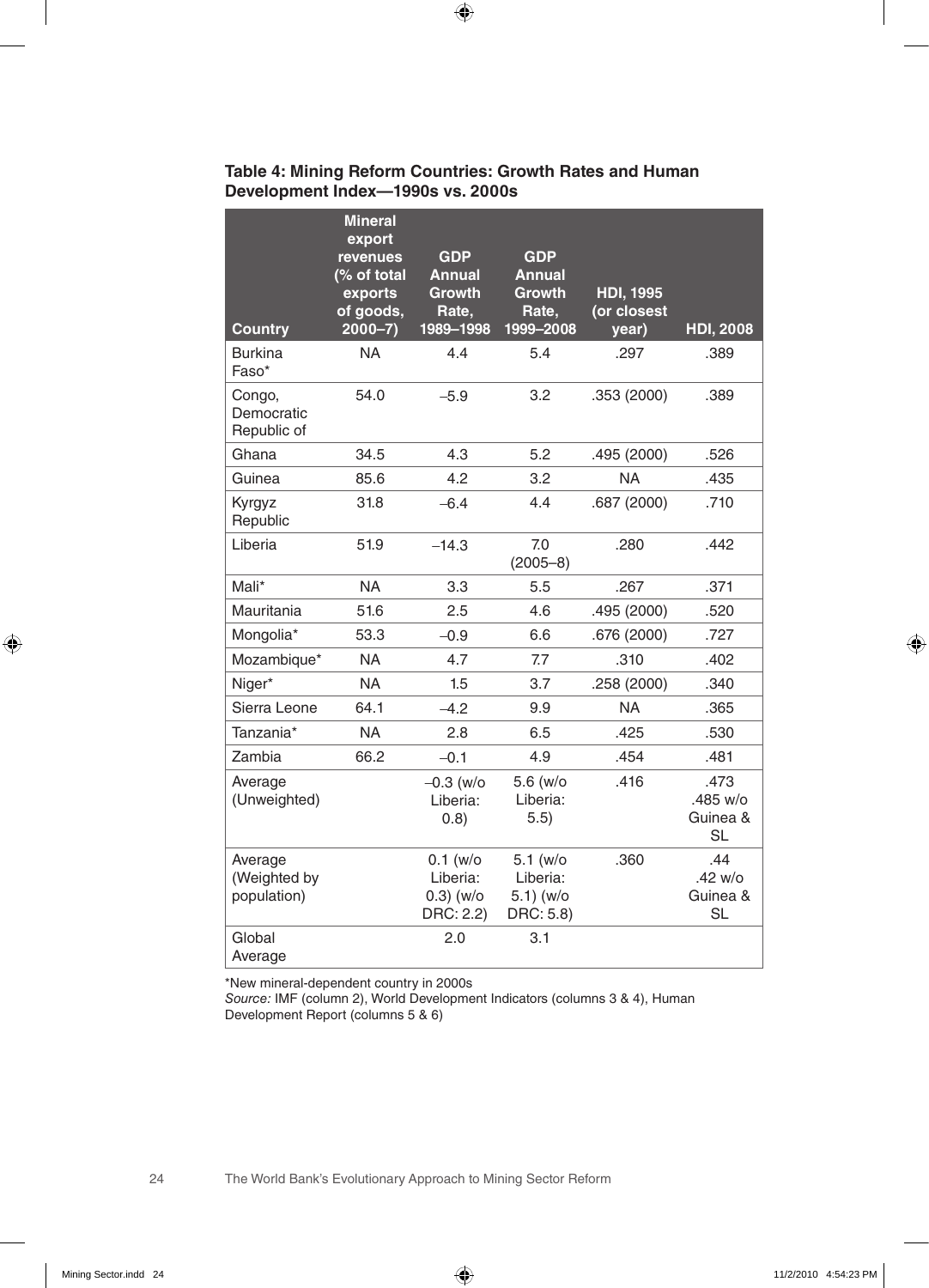**Table 4: Mining Reform Countries: Growth Rates and Human Development Index—1990s vs. 2000s**

| Country | Mineral export revenues (% of total exports of goods, 2000–7) | GDP Annual Growth Rate, 1989–1998 | GDP Annual Growth Rate, 1999–2008 | HDI, 1995 (or closest year) | HDI, 2008 |
|---|---|---|---|---|---|
| Burkina Faso* | NA | 4.4 | 5.4 | .297 | .389 |
| Congo, Democratic Republic of | 54.0 | –5.9 | 3.2 | .353 (2000) | .389 |
| Ghana | 34.5 | 4.3 | 5.2 | .495 (2000) | .526 |
| Guinea | 85.6 | 4.2 | 3.2 | NA | .435 |
| Kyrgyz Republic | 31.8 | –6.4 | 4.4 | .687 (2000) | .710 |
| Liberia | 51.9 | –14.3 | 7.0 (2005–8) | .280 | .442 |
| Mali* | NA | 3.3 | 5.5 | .267 | .371 |
| Mauritania | 51.6 | 2.5 | 4.6 | .495 (2000) | .520 |
| Mongolia* | 53.3 | –0.9 | 6.6 | .676 (2000) | .727 |
| Mozambique* | NA | 4.7 | 7.7 | .310 | .402 |
| Niger* | NA | 1.5 | 3.7 | .258 (2000) | .340 |
| Sierra Leone | 64.1 | –4.2 | 9.9 | NA | .365 |
| Tanzania* | NA | 2.8 | 6.5 | .425 | .530 |
| Zambia | 66.2 | –0.1 | 4.9 | .454 | .481 |
| Average (Unweighted) | | –0.3 (w/o Liberia: 0.8) | 5.6 (w/o Liberia: 5.5) | .416 | .473 .485 w/o Guinea & SL |
| Average (Weighted by population) | | 0.1 (w/o Liberia: 0.3) (w/o DRC: 2.2) | 5.1 (w/o Liberia: 5.1) (w/o DRC: 5.8) | .360 | .44 .42 w/o Guinea & SL |
| Global Average | | 2.0 | 3.1 | | |

*New mineral-dependent country in 2000s

*Source:* IMF (column 2), World Development Indicators (columns 3 & 4), Human Development Report (columns 5 & 6)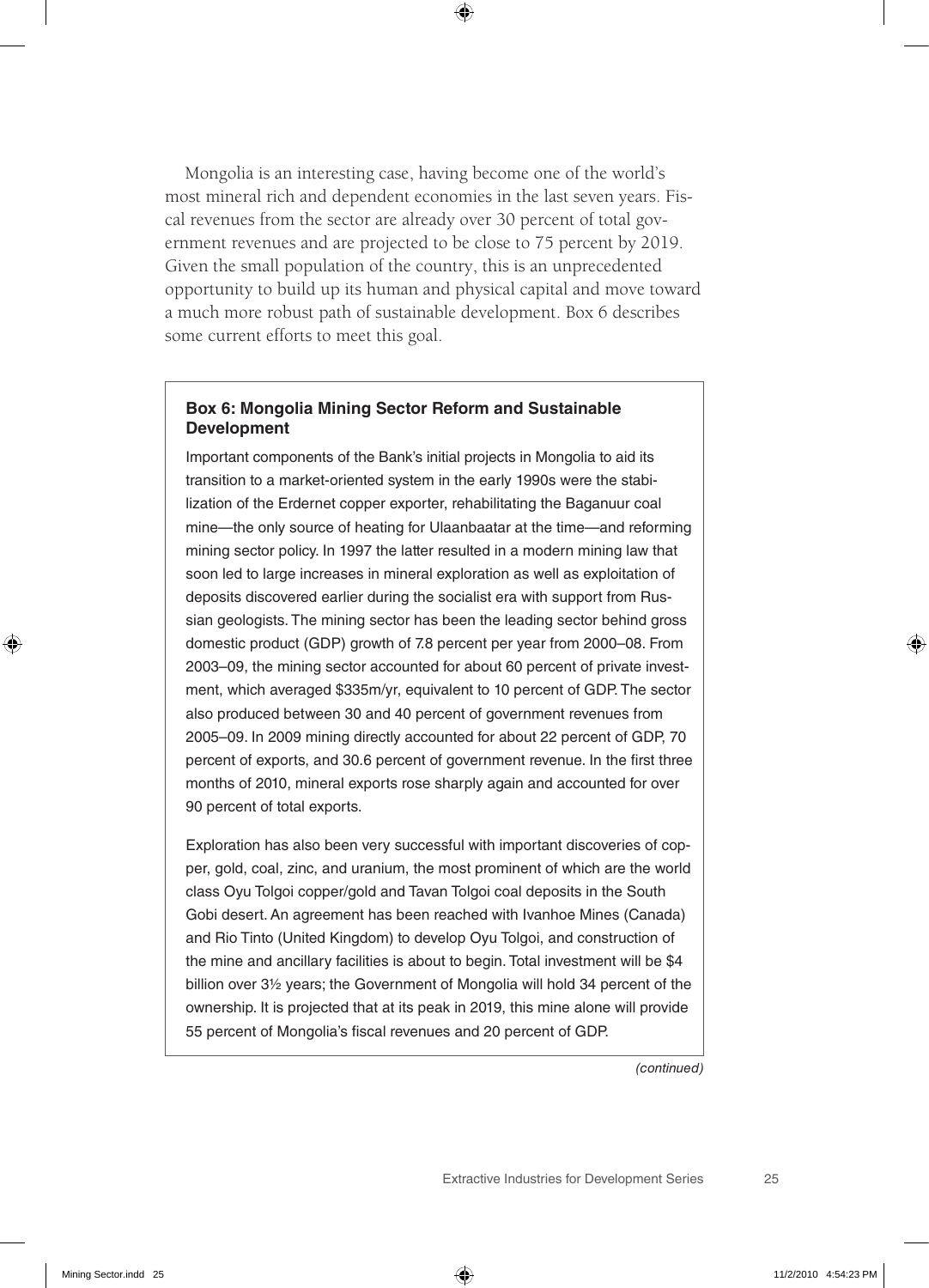Mongolia is an interesting case, having become one of the world's most mineral rich and dependent economies in the last seven years. Fiscal revenues from the sector are already over 30 percent of total government revenues and are projected to be close to 75 percent by 2019. Given the small population of the country, this is an unprecedented opportunity to build up its human and physical capital and move toward a much more robust path of sustainable development. Box 6 describes some current efforts to meet this goal.

> **Box 6: Mongolia Mining Sector Reform and Sustainable Development**
>
> Important components of the Bank's initial projects in Mongolia to aid its transition to a market-oriented system in the early 1990s were the stabilization of the Erdernet copper exporter, rehabilitating the Baganuur coal mine—the only source of heating for Ulaanbaatar at the time—and reforming mining sector policy. In 1997 the latter resulted in a modern mining law that soon led to large increases in mineral exploration as well as exploitation of deposits discovered earlier during the socialist era with support from Russian geologists. The mining sector has been the leading sector behind gross domestic product (GDP) growth of 7.8 percent per year from 2000–08. From 2003–09, the mining sector accounted for about 60 percent of private investment, which averaged $335m/yr, equivalent to 10 percent of GDP. The sector also produced between 30 and 40 percent of government revenues from 2005–09. In 2009 mining directly accounted for about 22 percent of GDP, 70 percent of exports, and 30.6 percent of government revenue. In the first three months of 2010, mineral exports rose sharply again and accounted for over 90 percent of total exports.
>
> Exploration has also been very successful with important discoveries of copper, gold, coal, zinc, and uranium, the most prominent of which are the world class Oyu Tolgoi copper/gold and Tavan Tolgoi coal deposits in the South Gobi desert. An agreement has been reached with Ivanhoe Mines (Canada) and Rio Tinto (United Kingdom) to develop Oyu Tolgoi, and construction of the mine and ancillary facilities is about to begin. Total investment will be $4 billion over 3½ years; the Government of Mongolia will hold 34 percent of the ownership. It is projected that at its peak in 2019, this mine alone will provide 55 percent of Mongolia's fiscal revenues and 20 percent of GDP.
>
> *(continued)*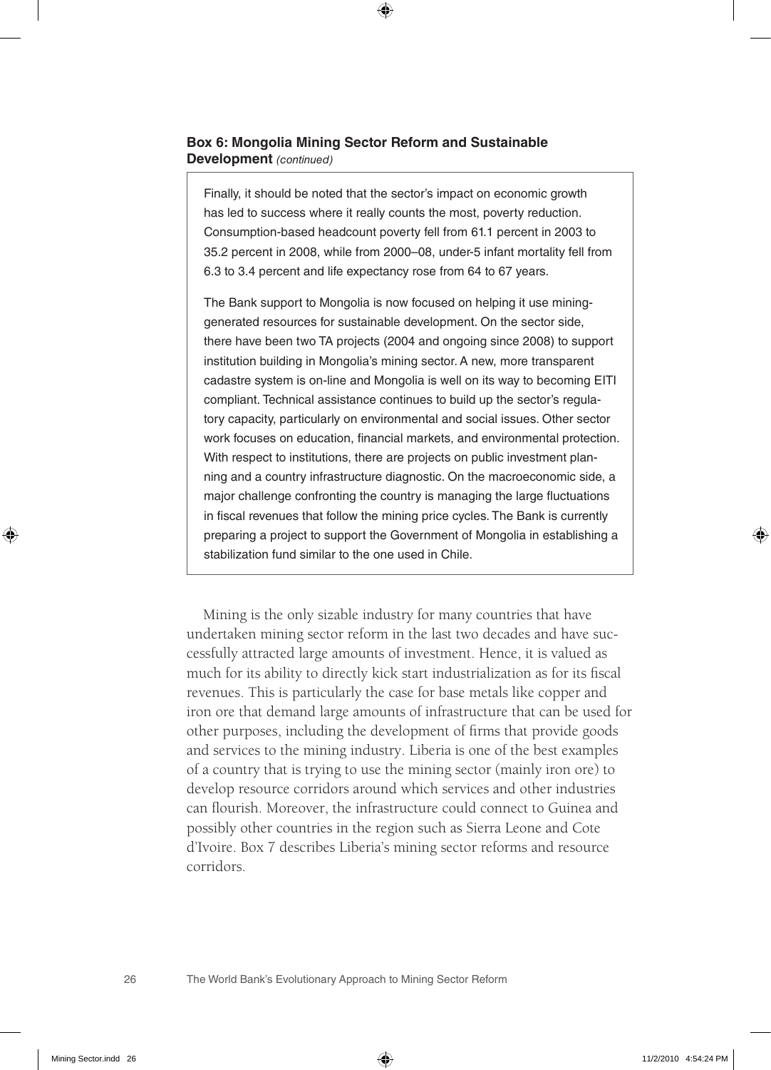**Box 6: Mongolia Mining Sector Reform and Sustainable Development** *(continued)*

> Finally, it should be noted that the sector's impact on economic growth has led to success where it really counts the most, poverty reduction. Consumption-based headcount poverty fell from 61.1 percent in 2003 to 35.2 percent in 2008, while from 2000–08, under-5 infant mortality fell from 6.3 to 3.4 percent and life expectancy rose from 64 to 67 years.
>
> The Bank support to Mongolia is now focused on helping it use mining-generated resources for sustainable development. On the sector side, there have been two TA projects (2004 and ongoing since 2008) to support institution building in Mongolia's mining sector. A new, more transparent cadastre system is on-line and Mongolia is well on its way to becoming EITI compliant. Technical assistance continues to build up the sector's regulatory capacity, particularly on environmental and social issues. Other sector work focuses on education, financial markets, and environmental protection. With respect to institutions, there are projects on public investment planning and a country infrastructure diagnostic. On the macroeconomic side, a major challenge confronting the country is managing the large fluctuations in fiscal revenues that follow the mining price cycles. The Bank is currently preparing a project to support the Government of Mongolia in establishing a stabilization fund similar to the one used in Chile.

Mining is the only sizable industry for many countries that have undertaken mining sector reform in the last two decades and have successfully attracted large amounts of investment. Hence, it is valued as much for its ability to directly kick start industrialization as for its fiscal revenues. This is particularly the case for base metals like copper and iron ore that demand large amounts of infrastructure that can be used for other purposes, including the development of firms that provide goods and services to the mining industry. Liberia is one of the best examples of a country that is trying to use the mining sector (mainly iron ore) to develop resource corridors around which services and other industries can flourish. Moreover, the infrastructure could connect to Guinea and possibly other countries in the region such as Sierra Leone and Cote d'Ivoire. Box 7 describes Liberia's mining sector reforms and resource corridors.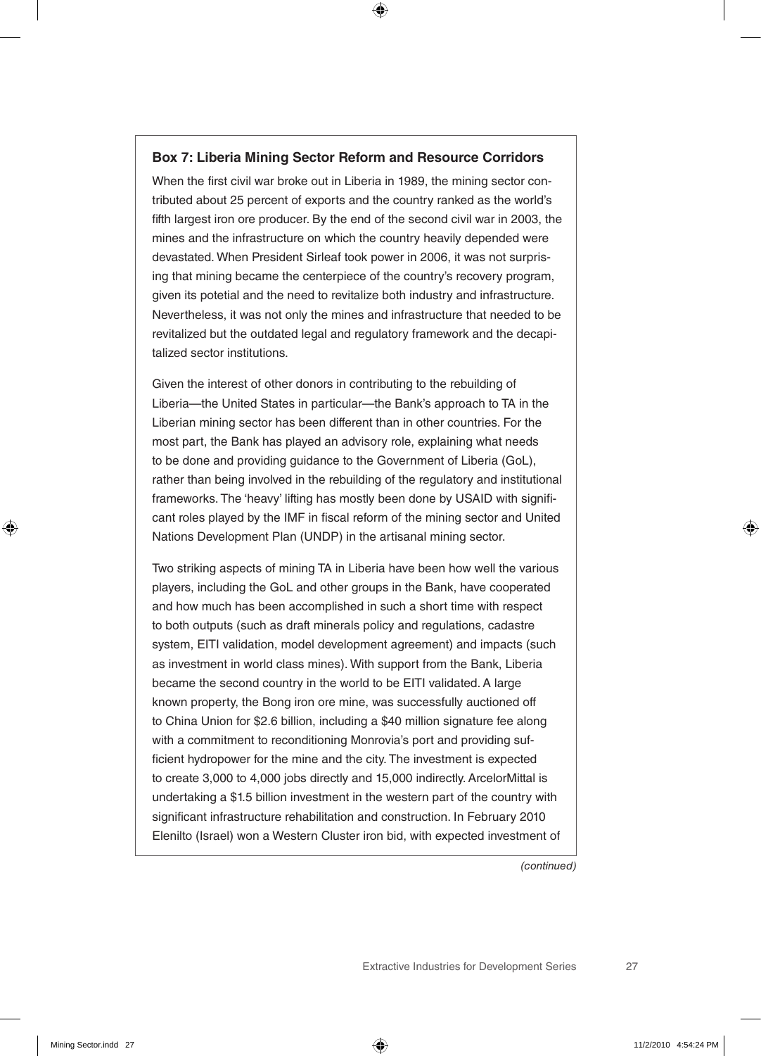**Box 7: Liberia Mining Sector Reform and Resource Corridors**

When the first civil war broke out in Liberia in 1989, the mining sector contributed about 25 percent of exports and the country ranked as the world's fifth largest iron ore producer. By the end of the second civil war in 2003, the mines and the infrastructure on which the country heavily depended were devastated. When President Sirleaf took power in 2006, it was not surprising that mining became the centerpiece of the country's recovery program, given its potetial and the need to revitalize both industry and infrastructure. Nevertheless, it was not only the mines and infrastructure that needed to be revitalized but the outdated legal and regulatory framework and the decapitalized sector institutions.

Given the interest of other donors in contributing to the rebuilding of Liberia—the United States in particular—the Bank's approach to TA in the Liberian mining sector has been different than in other countries. For the most part, the Bank has played an advisory role, explaining what needs to be done and providing guidance to the Government of Liberia (GoL), rather than being involved in the rebuilding of the regulatory and institutional frameworks. The 'heavy' lifting has mostly been done by USAID with significant roles played by the IMF in fiscal reform of the mining sector and United Nations Development Plan (UNDP) in the artisanal mining sector.

Two striking aspects of mining TA in Liberia have been how well the various players, including the GoL and other groups in the Bank, have cooperated and how much has been accomplished in such a short time with respect to both outputs (such as draft minerals policy and regulations, cadastre system, EITI validation, model development agreement) and impacts (such as investment in world class mines). With support from the Bank, Liberia became the second country in the world to be EITI validated. A large known property, the Bong iron ore mine, was successfully auctioned off to China Union for $2.6 billion, including a $40 million signature fee along with a commitment to reconditioning Monrovia's port and providing sufficient hydropower for the mine and the city. The investment is expected to create 3,000 to 4,000 jobs directly and 15,000 indirectly. ArcelorMittal is undertaking a $1.5 billion investment in the western part of the country with significant infrastructure rehabilitation and construction. In February 2010 Elenilto (Israel) won a Western Cluster iron bid, with expected investment of

*(continued)*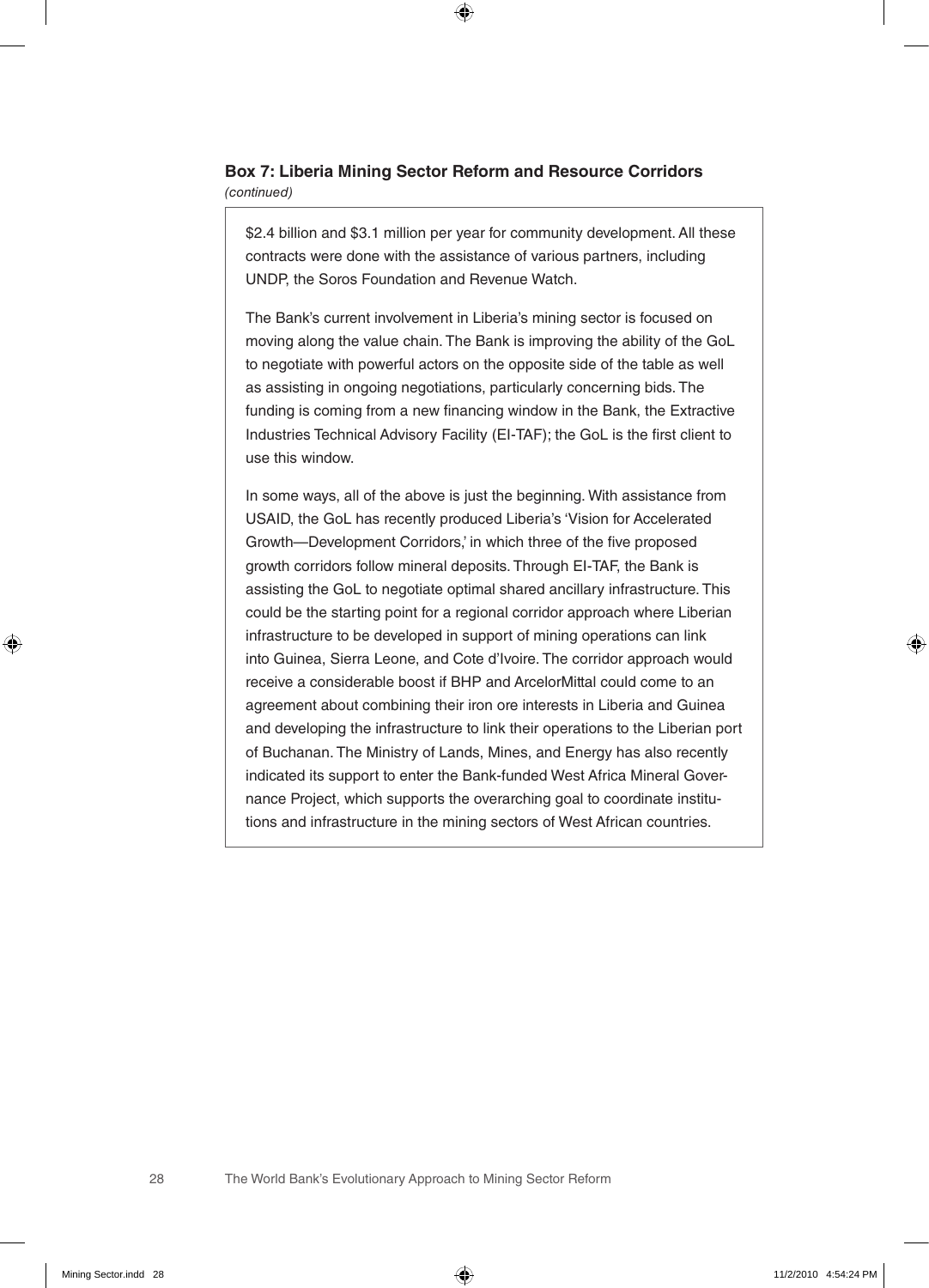### Box 7: Liberia Mining Sector Reform and Resource Corridors

*(continued)*

$2.4 billion and $3.1 million per year for community development. All these contracts were done with the assistance of various partners, including UNDP, the Soros Foundation and Revenue Watch.

The Bank's current involvement in Liberia's mining sector is focused on moving along the value chain. The Bank is improving the ability of the GoL to negotiate with powerful actors on the opposite side of the table as well as assisting in ongoing negotiations, particularly concerning bids. The funding is coming from a new financing window in the Bank, the Extractive Industries Technical Advisory Facility (EI-TAF); the GoL is the first client to use this window.

In some ways, all of the above is just the beginning. With assistance from USAID, the GoL has recently produced Liberia's 'Vision for Accelerated Growth—Development Corridors,' in which three of the five proposed growth corridors follow mineral deposits. Through EI-TAF, the Bank is assisting the GoL to negotiate optimal shared ancillary infrastructure. This could be the starting point for a regional corridor approach where Liberian infrastructure to be developed in support of mining operations can link into Guinea, Sierra Leone, and Cote d'Ivoire. The corridor approach would receive a considerable boost if BHP and ArcelorMittal could come to an agreement about combining their iron ore interests in Liberia and Guinea and developing the infrastructure to link their operations to the Liberian port of Buchanan. The Ministry of Lands, Mines, and Energy has also recently indicated its support to enter the Bank-funded West Africa Mineral Governance Project, which supports the overarching goal to coordinate institutions and infrastructure in the mining sectors of West African countries.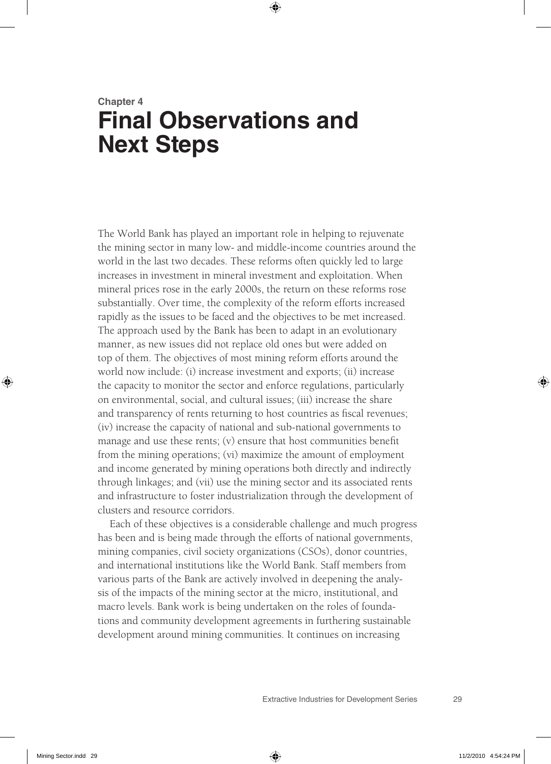# Chapter 4
# Final Observations and Next Steps

The World Bank has played an important role in helping to rejuvenate the mining sector in many low- and middle-income countries around the world in the last two decades. These reforms often quickly led to large increases in investment in mineral investment and exploitation. When mineral prices rose in the early 2000s, the return on these reforms rose substantially. Over time, the complexity of the reform efforts increased rapidly as the issues to be faced and the objectives to be met increased. The approach used by the Bank has been to adapt in an evolutionary manner, as new issues did not replace old ones but were added on top of them. The objectives of most mining reform efforts around the world now include: (i) increase investment and exports; (ii) increase the capacity to monitor the sector and enforce regulations, particularly on environmental, social, and cultural issues; (iii) increase the share and transparency of rents returning to host countries as fiscal revenues; (iv) increase the capacity of national and sub-national governments to manage and use these rents; (v) ensure that host communities benefit from the mining operations; (vi) maximize the amount of employment and income generated by mining operations both directly and indirectly through linkages; and (vii) use the mining sector and its associated rents and infrastructure to foster industrialization through the development of clusters and resource corridors.

Each of these objectives is a considerable challenge and much progress has been and is being made through the efforts of national governments, mining companies, civil society organizations (CSOs), donor countries, and international institutions like the World Bank. Staff members from various parts of the Bank are actively involved in deepening the analysis of the impacts of the mining sector at the micro, institutional, and macro levels. Bank work is being undertaken on the roles of foundations and community development agreements in furthering sustainable development around mining communities. It continues on increasing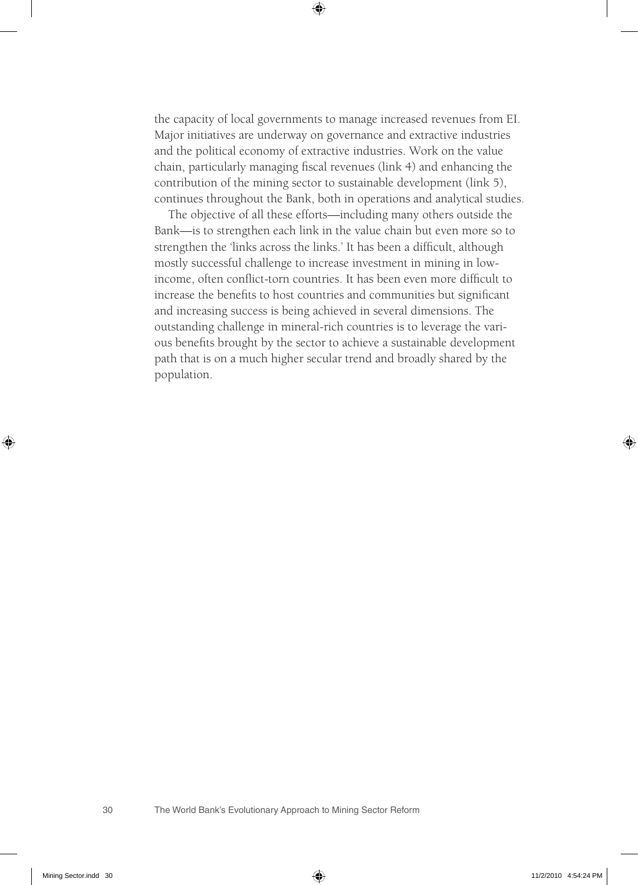the capacity of local governments to manage increased revenues from EI. Major initiatives are underway on governance and extractive industries and the political economy of extractive industries. Work on the value chain, particularly managing fiscal revenues (link 4) and enhancing the contribution of the mining sector to sustainable development (link 5), continues throughout the Bank, both in operations and analytical studies.

The objective of all these efforts—including many others outside the Bank—is to strengthen each link in the value chain but even more so to strengthen the 'links across the links.' It has been a difficult, although mostly successful challenge to increase investment in mining in low-income, often conflict-torn countries. It has been even more difficult to increase the benefits to host countries and communities but significant and increasing success is being achieved in several dimensions. The outstanding challenge in mineral-rich countries is to leverage the various benefits brought by the sector to achieve a sustainable development path that is on a much higher secular trend and broadly shared by the population.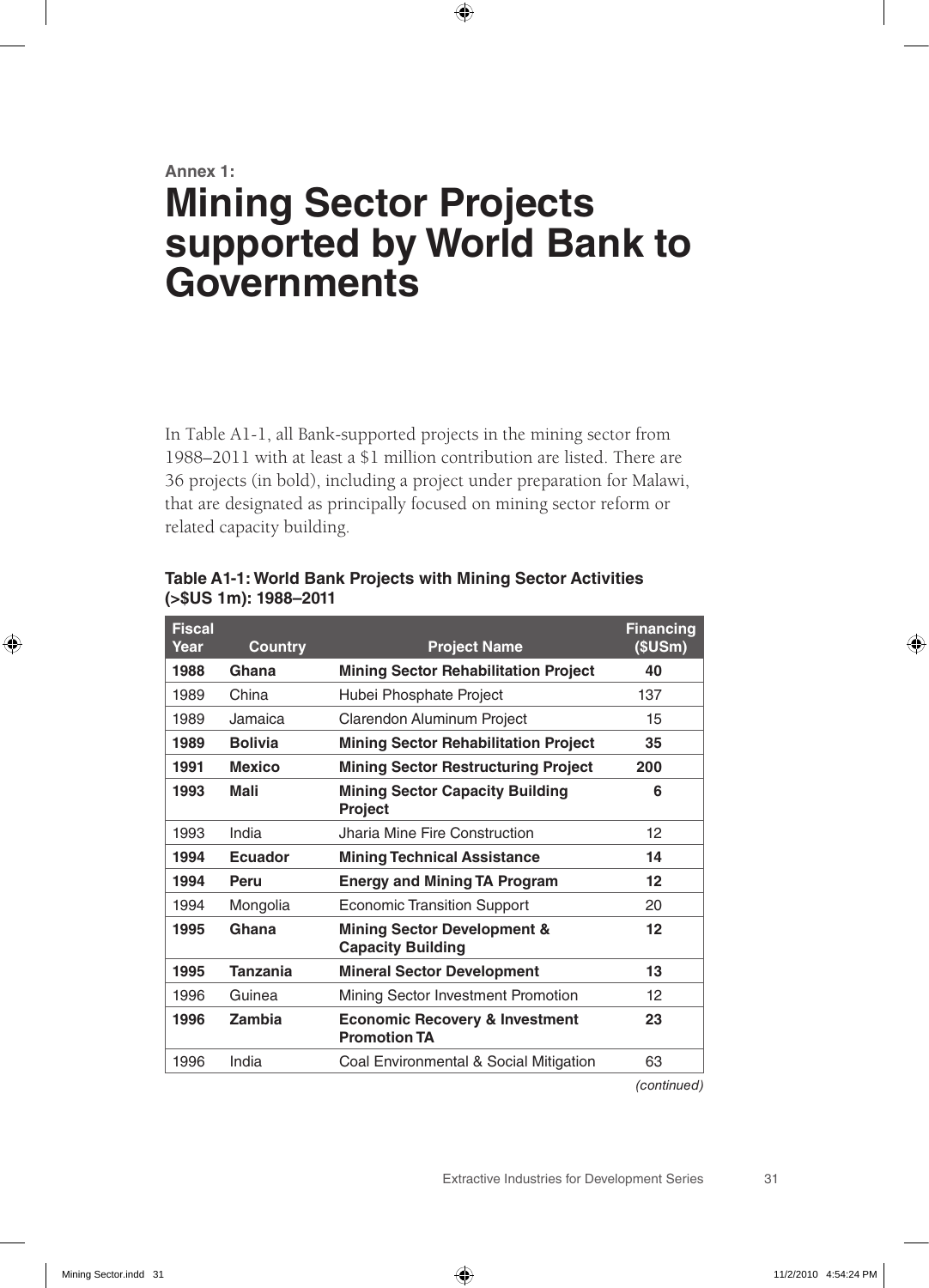**Annex 1:**

# Mining Sector Projects supported by World Bank to Governments

In Table A1-1, all Bank-supported projects in the mining sector from 1988–2011 with at least a $1 million contribution are listed. There are 36 projects (in bold), including a project under preparation for Malawi, that are designated as principally focused on mining sector reform or related capacity building.

**Table A1-1: World Bank Projects with Mining Sector Activities (>$US 1m): 1988–2011**

| Fiscal Year | Country | Project Name | Financing ($USm) |
|---|---|---|---|
| **1988** | **Ghana** | **Mining Sector Rehabilitation Project** | **40** |
| 1989 | China | Hubei Phosphate Project | 137 |
| 1989 | Jamaica | Clarendon Aluminum Project | 15 |
| **1989** | **Bolivia** | **Mining Sector Rehabilitation Project** | **35** |
| **1991** | **Mexico** | **Mining Sector Restructuring Project** | **200** |
| **1993** | **Mali** | **Mining Sector Capacity Building Project** | **6** |
| 1993 | India | Jharia Mine Fire Construction | 12 |
| **1994** | **Ecuador** | **Mining Technical Assistance** | **14** |
| **1994** | **Peru** | **Energy and Mining TA Program** | **12** |
| 1994 | Mongolia | Economic Transition Support | 20 |
| **1995** | **Ghana** | **Mining Sector Development & Capacity Building** | **12** |
| **1995** | **Tanzania** | **Mineral Sector Development** | **13** |
| 1996 | Guinea | Mining Sector Investment Promotion | 12 |
| **1996** | **Zambia** | **Economic Recovery & Investment Promotion TA** | **23** |
| 1996 | India | Coal Environmental & Social Mitigation | 63 |

*(continued)*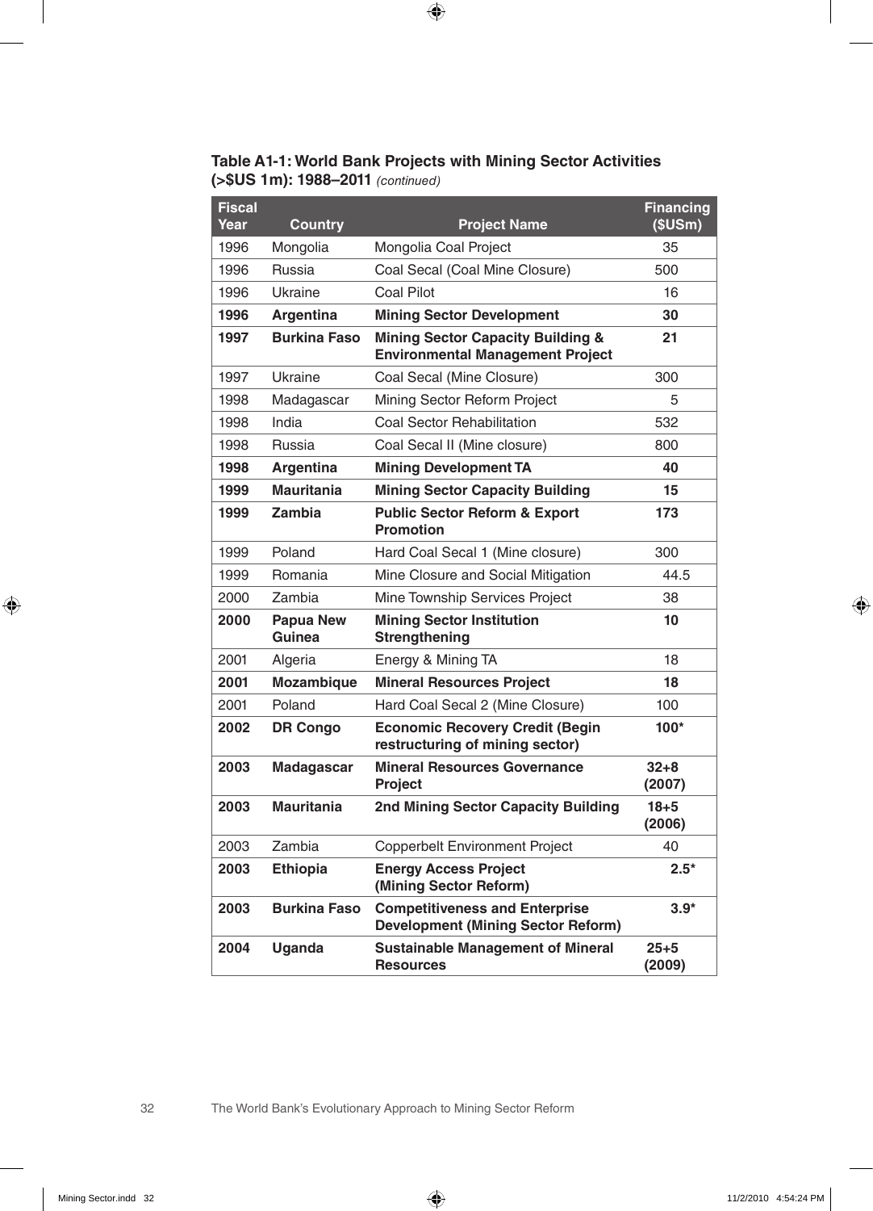**Table A1-1: World Bank Projects with Mining Sector Activities (>$US 1m): 1988–2011** *(continued)*

| Fiscal Year | Country | Project Name | Financing ($USm) |
|---|---|---|---|
| 1996 | Mongolia | Mongolia Coal Project | 35 |
| 1996 | Russia | Coal Secal (Coal Mine Closure) | 500 |
| 1996 | Ukraine | Coal Pilot | 16 |
| **1996** | **Argentina** | **Mining Sector Development** | **30** |
| **1997** | **Burkina Faso** | **Mining Sector Capacity Building & Environmental Management Project** | **21** |
| 1997 | Ukraine | Coal Secal (Mine Closure) | 300 |
| 1998 | Madagascar | Mining Sector Reform Project | 5 |
| 1998 | India | Coal Sector Rehabilitation | 532 |
| 1998 | Russia | Coal Secal II (Mine closure) | 800 |
| **1998** | **Argentina** | **Mining Development TA** | **40** |
| **1999** | **Mauritania** | **Mining Sector Capacity Building** | **15** |
| **1999** | **Zambia** | **Public Sector Reform & Export Promotion** | **173** |
| 1999 | Poland | Hard Coal Secal 1 (Mine closure) | 300 |
| 1999 | Romania | Mine Closure and Social Mitigation | 44.5 |
| 2000 | Zambia | Mine Township Services Project | 38 |
| **2000** | **Papua New Guinea** | **Mining Sector Institution Strengthening** | **10** |
| 2001 | Algeria | Energy & Mining TA | 18 |
| **2001** | **Mozambique** | **Mineral Resources Project** | **18** |
| 2001 | Poland | Hard Coal Secal 2 (Mine Closure) | 100 |
| **2002** | **DR Congo** | **Economic Recovery Credit (Begin restructuring of mining sector)** | **100*** |
| **2003** | **Madagascar** | **Mineral Resources Governance Project** | **32+8 (2007)** |
| **2003** | **Mauritania** | **2nd Mining Sector Capacity Building** | **18+5 (2006)** |
| 2003 | Zambia | Copperbelt Environment Project | 40 |
| **2003** | **Ethiopia** | **Energy Access Project (Mining Sector Reform)** | **2.5*** |
| **2003** | **Burkina Faso** | **Competitiveness and Enterprise Development (Mining Sector Reform)** | **3.9*** |
| **2004** | **Uganda** | **Sustainable Management of Mineral Resources** | **25+5 (2009)** |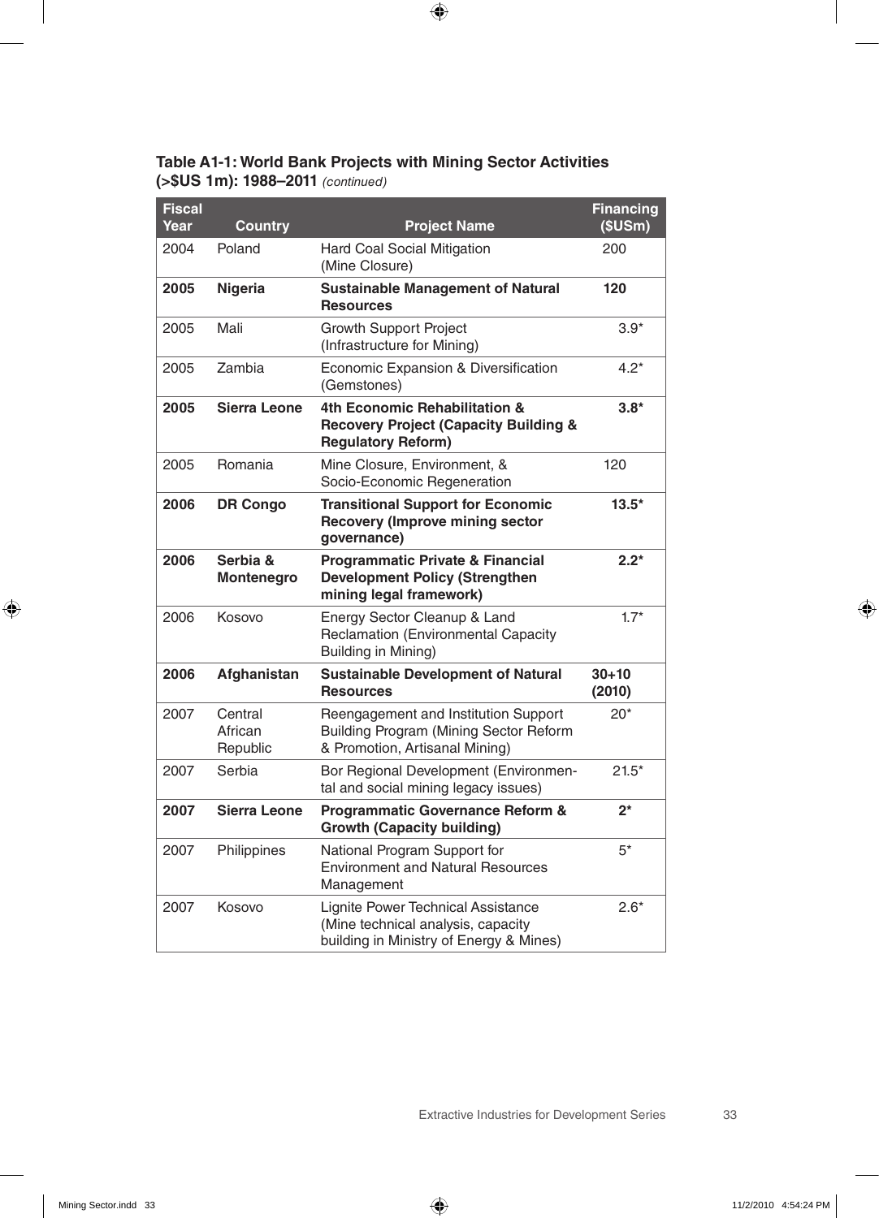**Table A1-1: World Bank Projects with Mining Sector Activities (>$US 1m): 1988–2011** *(continued)*

| Fiscal Year | Country | Project Name | Financing ($USm) |
|---|---|---|---|
| 2004 | Poland | Hard Coal Social Mitigation (Mine Closure) | 200 |
| **2005** | **Nigeria** | **Sustainable Management of Natural Resources** | **120** |
| 2005 | Mali | Growth Support Project (Infrastructure for Mining) | 3.9* |
| 2005 | Zambia | Economic Expansion & Diversification (Gemstones) | 4.2* |
| **2005** | **Sierra Leone** | **4th Economic Rehabilitation & Recovery Project (Capacity Building & Regulatory Reform)** | **3.8*** |
| 2005 | Romania | Mine Closure, Environment, & Socio-Economic Regeneration | 120 |
| **2006** | **DR Congo** | **Transitional Support for Economic Recovery (Improve mining sector governance)** | **13.5*** |
| **2006** | **Serbia & Montenegro** | **Programmatic Private & Financial Development Policy (Strengthen mining legal framework)** | **2.2*** |
| 2006 | Kosovo | Energy Sector Cleanup & Land Reclamation (Environmental Capacity Building in Mining) | 1.7* |
| **2006** | **Afghanistan** | **Sustainable Development of Natural Resources** | **30+10 (2010)** |
| 2007 | Central African Republic | Reengagement and Institution Support Building Program (Mining Sector Reform & Promotion, Artisanal Mining) | 20* |
| 2007 | Serbia | Bor Regional Development (Environmental and social mining legacy issues) | 21.5* |
| **2007** | **Sierra Leone** | **Programmatic Governance Reform & Growth (Capacity building)** | **2*** |
| 2007 | Philippines | National Program Support for Environment and Natural Resources Management | 5* |
| 2007 | Kosovo | Lignite Power Technical Assistance (Mine technical analysis, capacity building in Ministry of Energy & Mines) | 2.6* |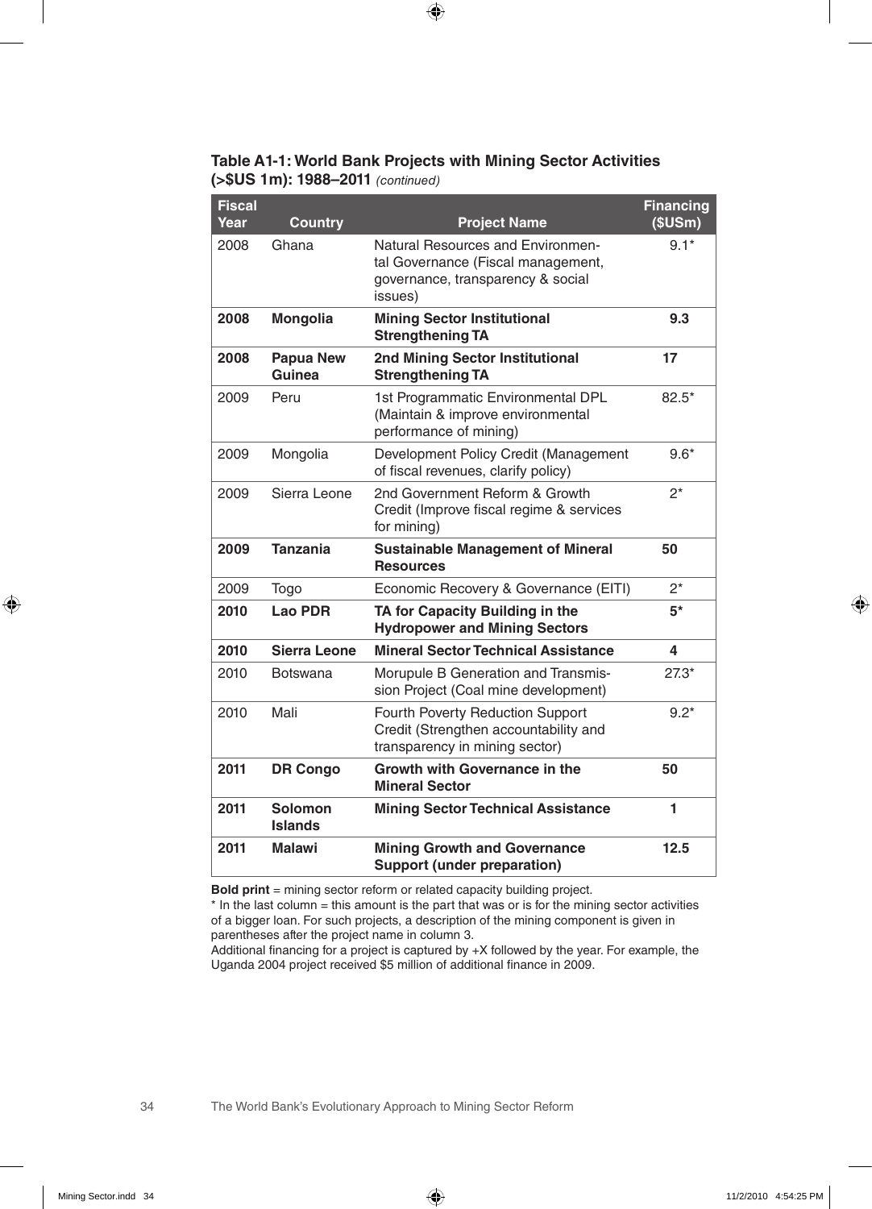**Table A1-1: World Bank Projects with Mining Sector Activities (>$US 1m): 1988–2011** *(continued)*

| Fiscal Year | Country | Project Name | Financing ($USm) |
|---|---|---|---|
| 2008 | Ghana | Natural Resources and Environmental Governance (Fiscal management, governance, transparency & social issues) | 9.1* |
| **2008** | **Mongolia** | **Mining Sector Institutional Strengthening TA** | **9.3** |
| **2008** | **Papua New Guinea** | **2nd Mining Sector Institutional Strengthening TA** | **17** |
| 2009 | Peru | 1st Programmatic Environmental DPL (Maintain & improve environmental performance of mining) | 82.5* |
| 2009 | Mongolia | Development Policy Credit (Management of fiscal revenues, clarify policy) | 9.6* |
| 2009 | Sierra Leone | 2nd Government Reform & Growth Credit (Improve fiscal regime & services for mining) | 2* |
| **2009** | **Tanzania** | **Sustainable Management of Mineral Resources** | **50** |
| 2009 | Togo | Economic Recovery & Governance (EITI) | 2* |
| **2010** | **Lao PDR** | **TA for Capacity Building in the Hydropower and Mining Sectors** | **5*** |
| **2010** | **Sierra Leone** | **Mineral Sector Technical Assistance** | **4** |
| 2010 | Botswana | Morupule B Generation and Transmission Project (Coal mine development) | 27.3* |
| 2010 | Mali | Fourth Poverty Reduction Support Credit (Strengthen accountability and transparency in mining sector) | 9.2* |
| **2011** | **DR Congo** | **Growth with Governance in the Mineral Sector** | **50** |
| **2011** | **Solomon Islands** | **Mining Sector Technical Assistance** | **1** |
| **2011** | **Malawi** | **Mining Growth and Governance Support (under preparation)** | **12.5** |

**Bold print** = mining sector reform or related capacity building project.

* In the last column = this amount is the part that was or is for the mining sector activities of a bigger loan. For such projects, a description of the mining component is given in parentheses after the project name in column 3.

Additional financing for a project is captured by +X followed by the year. For example, the Uganda 2004 project received $5 million of additional finance in 2009.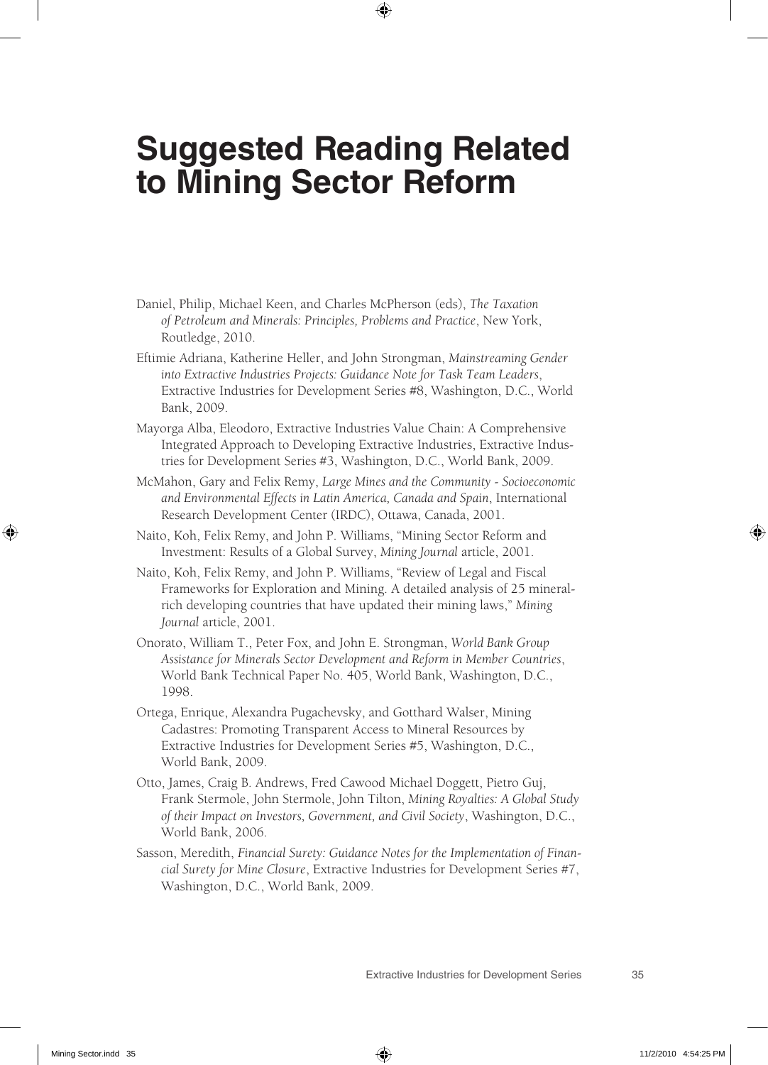# Suggested Reading Related to Mining Sector Reform

Daniel, Philip, Michael Keen, and Charles McPherson (eds), *The Taxation of Petroleum and Minerals: Principles, Problems and Practice*, New York, Routledge, 2010.

Eftimie Adriana, Katherine Heller, and John Strongman, *Mainstreaming Gender into Extractive Industries Projects: Guidance Note for Task Team Leaders*, Extractive Industries for Development Series #8, Washington, D.C., World Bank, 2009.

Mayorga Alba, Eleodoro, Extractive Industries Value Chain: A Comprehensive Integrated Approach to Developing Extractive Industries, Extractive Industries for Development Series #3, Washington, D.C., World Bank, 2009.

McMahon, Gary and Felix Remy, *Large Mines and the Community - Socioeconomic and Environmental Effects in Latin America, Canada and Spain*, International Research Development Center (IRDC), Ottawa, Canada, 2001.

Naito, Koh, Felix Remy, and John P. Williams, "Mining Sector Reform and Investment: Results of a Global Survey, *Mining Journal* article, 2001.

Naito, Koh, Felix Remy, and John P. Williams, "Review of Legal and Fiscal Frameworks for Exploration and Mining. A detailed analysis of 25 mineral-rich developing countries that have updated their mining laws," *Mining Journal* article, 2001.

Onorato, William T., Peter Fox, and John E. Strongman, *World Bank Group Assistance for Minerals Sector Development and Reform in Member Countries*, World Bank Technical Paper No. 405, World Bank, Washington, D.C., 1998.

Ortega, Enrique, Alexandra Pugachevsky, and Gotthard Walser, Mining Cadastres: Promoting Transparent Access to Mineral Resources by Extractive Industries for Development Series #5, Washington, D.C., World Bank, 2009.

Otto, James, Craig B. Andrews, Fred Cawood Michael Doggett, Pietro Guj, Frank Stermole, John Stermole, John Tilton, *Mining Royalties: A Global Study of their Impact on Investors, Government, and Civil Society*, Washington, D.C., World Bank, 2006.

Sasson, Meredith, *Financial Surety: Guidance Notes for the Implementation of Financial Surety for Mine Closure*, Extractive Industries for Development Series #7, Washington, D.C., World Bank, 2009.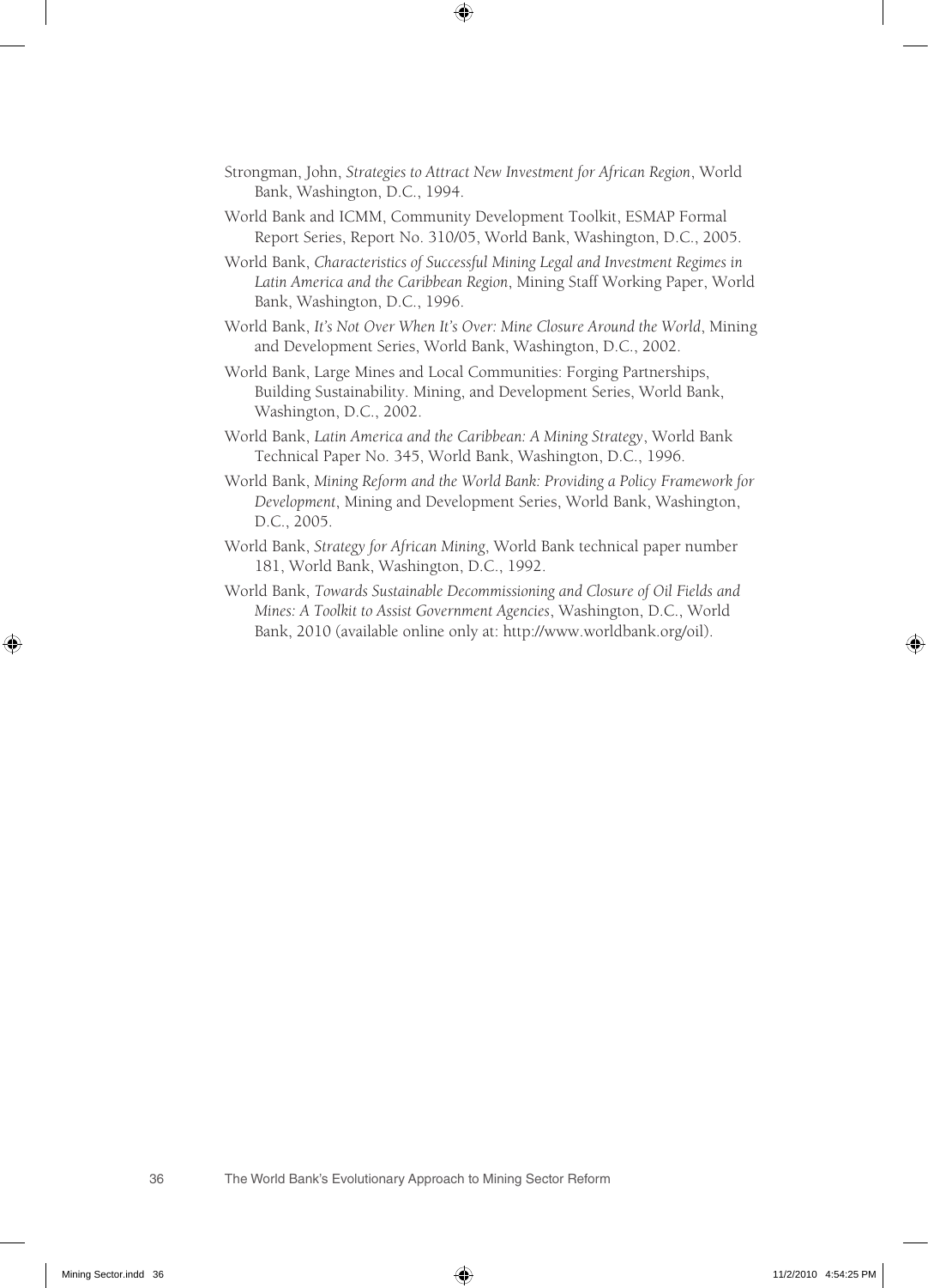Strongman, John, *Strategies to Attract New Investment for African Region*, World Bank, Washington, D.C., 1994.

World Bank and ICMM, Community Development Toolkit, ESMAP Formal Report Series, Report No. 310/05, World Bank, Washington, D.C., 2005.

World Bank, *Characteristics of Successful Mining Legal and Investment Regimes in Latin America and the Caribbean Region*, Mining Staff Working Paper, World Bank, Washington, D.C., 1996.

World Bank, *It's Not Over When It's Over: Mine Closure Around the World*, Mining and Development Series, World Bank, Washington, D.C., 2002.

World Bank, Large Mines and Local Communities: Forging Partnerships, Building Sustainability. Mining, and Development Series, World Bank, Washington, D.C., 2002.

World Bank, *Latin America and the Caribbean: A Mining Strategy*, World Bank Technical Paper No. 345, World Bank, Washington, D.C., 1996.

World Bank, *Mining Reform and the World Bank: Providing a Policy Framework for Development*, Mining and Development Series, World Bank, Washington, D.C., 2005.

World Bank, *Strategy for African Mining*, World Bank technical paper number 181, World Bank, Washington, D.C., 1992.

World Bank, *Towards Sustainable Decommissioning and Closure of Oil Fields and Mines: A Toolkit to Assist Government Agencies*, Washington, D.C., World Bank, 2010 (available online only at: http://www.worldbank.org/oil).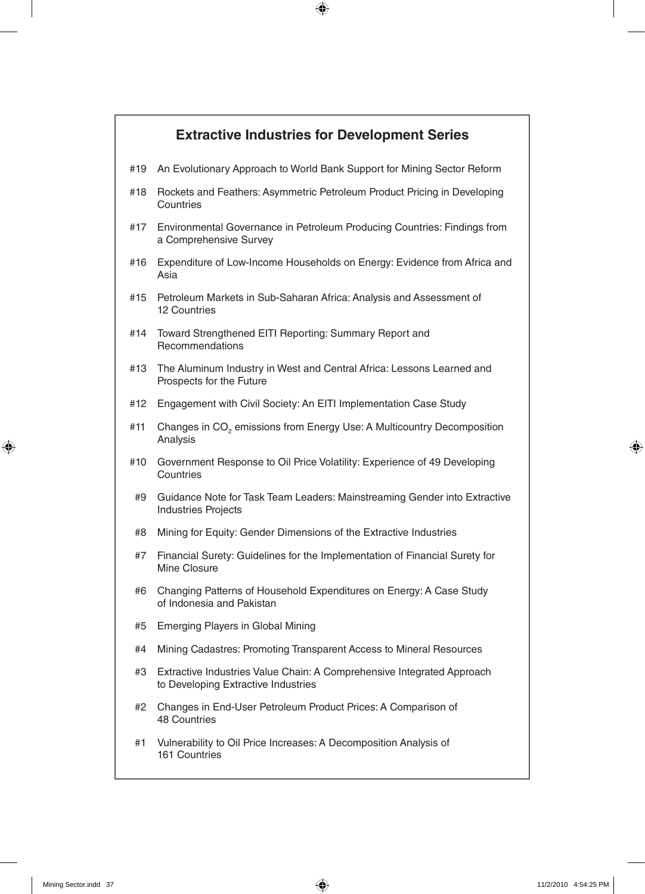## Extractive Industries for Development Series

- #19 An Evolutionary Approach to World Bank Support for Mining Sector Reform
- #18 Rockets and Feathers: Asymmetric Petroleum Product Pricing in Developing Countries
- #17 Environmental Governance in Petroleum Producing Countries: Findings from a Comprehensive Survey
- #16 Expenditure of Low-Income Households on Energy: Evidence from Africa and Asia
- #15 Petroleum Markets in Sub-Saharan Africa: Analysis and Assessment of 12 Countries
- #14 Toward Strengthened EITI Reporting: Summary Report and Recommendations
- #13 The Aluminum Industry in West and Central Africa: Lessons Learned and Prospects for the Future
- #12 Engagement with Civil Society: An EITI Implementation Case Study
- #11 Changes in $CO_2$ emissions from Energy Use: A Multicountry Decomposition Analysis
- #10 Government Response to Oil Price Volatility: Experience of 49 Developing Countries
- #9 Guidance Note for Task Team Leaders: Mainstreaming Gender into Extractive Industries Projects
- #8 Mining for Equity: Gender Dimensions of the Extractive Industries
- #7 Financial Surety: Guidelines for the Implementation of Financial Surety for Mine Closure
- #6 Changing Patterns of Household Expenditures on Energy: A Case Study of Indonesia and Pakistan
- #5 Emerging Players in Global Mining
- #4 Mining Cadastres: Promoting Transparent Access to Mineral Resources
- #3 Extractive Industries Value Chain: A Comprehensive Integrated Approach to Developing Extractive Industries
- #2 Changes in End-User Petroleum Product Prices: A Comparison of 48 Countries
- #1 Vulnerability to Oil Price Increases: A Decomposition Analysis of 161 Countries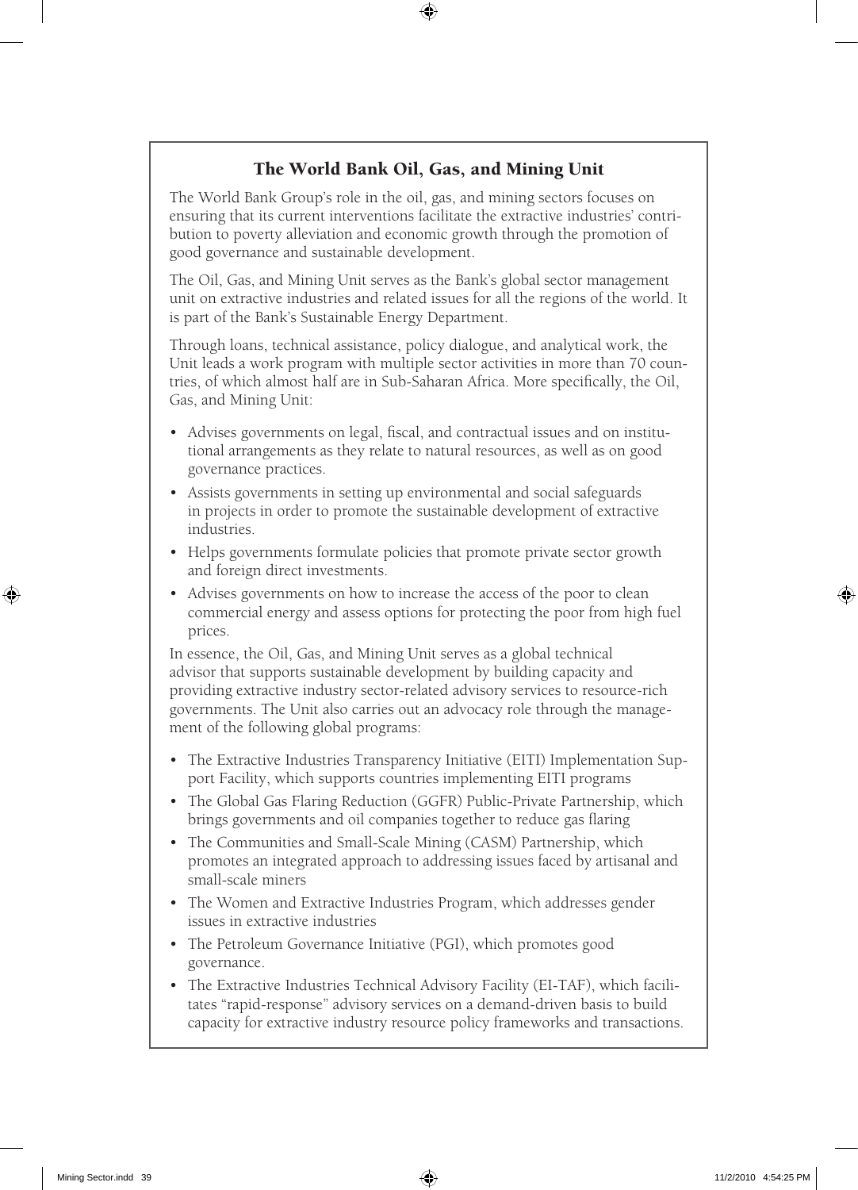## The World Bank Oil, Gas, and Mining Unit

The World Bank Group's role in the oil, gas, and mining sectors focuses on ensuring that its current interventions facilitate the extractive industries' contribution to poverty alleviation and economic growth through the promotion of good governance and sustainable development.

The Oil, Gas, and Mining Unit serves as the Bank's global sector management unit on extractive industries and related issues for all the regions of the world. It is part of the Bank's Sustainable Energy Department.

Through loans, technical assistance, policy dialogue, and analytical work, the Unit leads a work program with multiple sector activities in more than 70 countries, of which almost half are in Sub-Saharan Africa. More specifically, the Oil, Gas, and Mining Unit:

- Advises governments on legal, fiscal, and contractual issues and on institutional arrangements as they relate to natural resources, as well as on good governance practices.
- Assists governments in setting up environmental and social safeguards in projects in order to promote the sustainable development of extractive industries.
- Helps governments formulate policies that promote private sector growth and foreign direct investments.
- Advises governments on how to increase the access of the poor to clean commercial energy and assess options for protecting the poor from high fuel prices.

In essence, the Oil, Gas, and Mining Unit serves as a global technical advisor that supports sustainable development by building capacity and providing extractive industry sector-related advisory services to resource-rich governments. The Unit also carries out an advocacy role through the management of the following global programs:

- The Extractive Industries Transparency Initiative (EITI) Implementation Support Facility, which supports countries implementing EITI programs
- The Global Gas Flaring Reduction (GGFR) Public-Private Partnership, which brings governments and oil companies together to reduce gas flaring
- The Communities and Small-Scale Mining (CASM) Partnership, which promotes an integrated approach to addressing issues faced by artisanal and small-scale miners
- The Women and Extractive Industries Program, which addresses gender issues in extractive industries
- The Petroleum Governance Initiative (PGI), which promotes good governance.
- The Extractive Industries Technical Advisory Facility (EI-TAF), which facilitates "rapid-response" advisory services on a demand-driven basis to build capacity for extractive industry resource policy frameworks and transactions.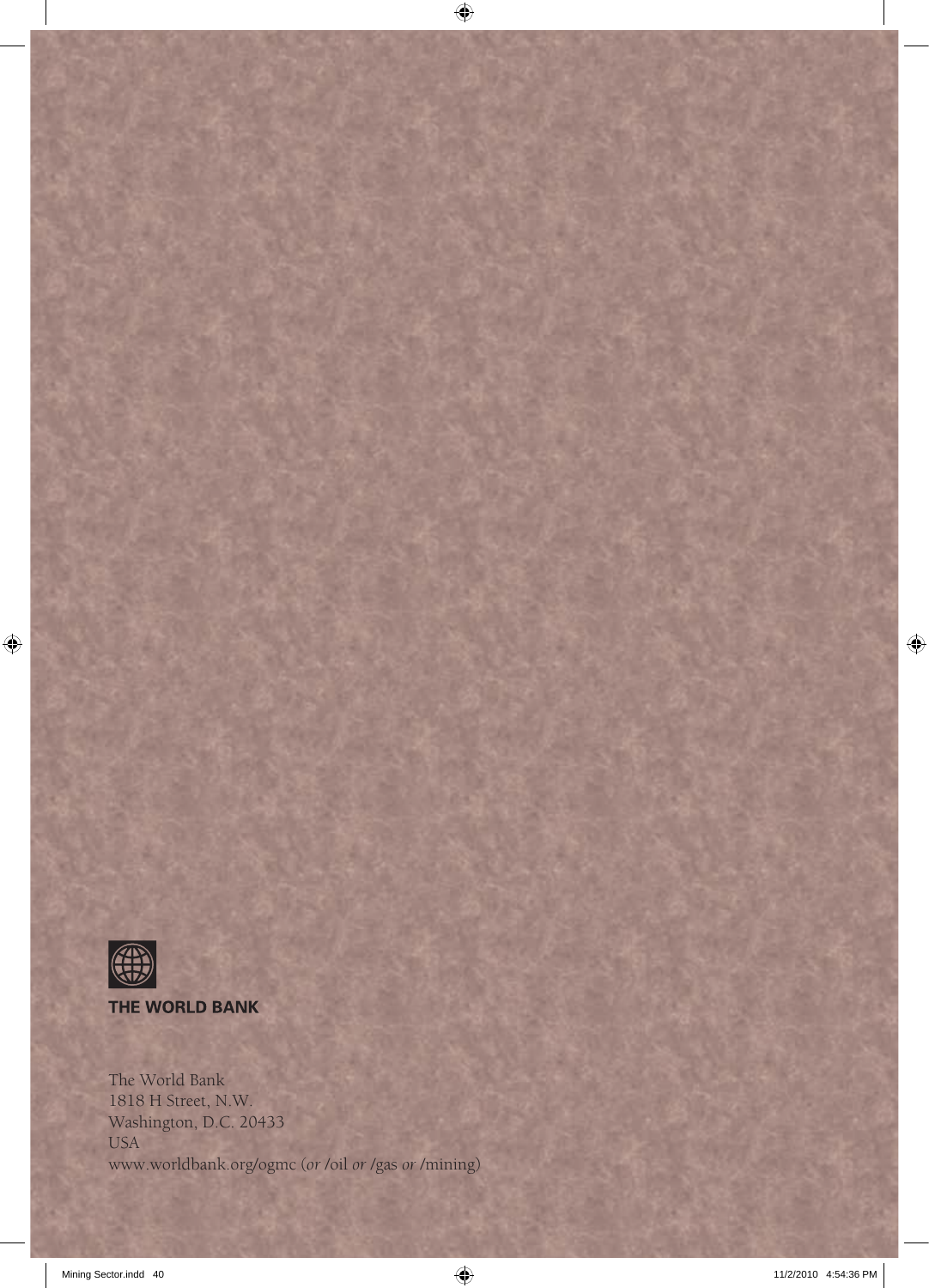THE WORLD BANK

The World Bank
1818 H Street, N.W.
Washington, D.C. 20433
USA
www.worldbank.org/ogmc (*or* /oil *or* /gas *or* /mining)